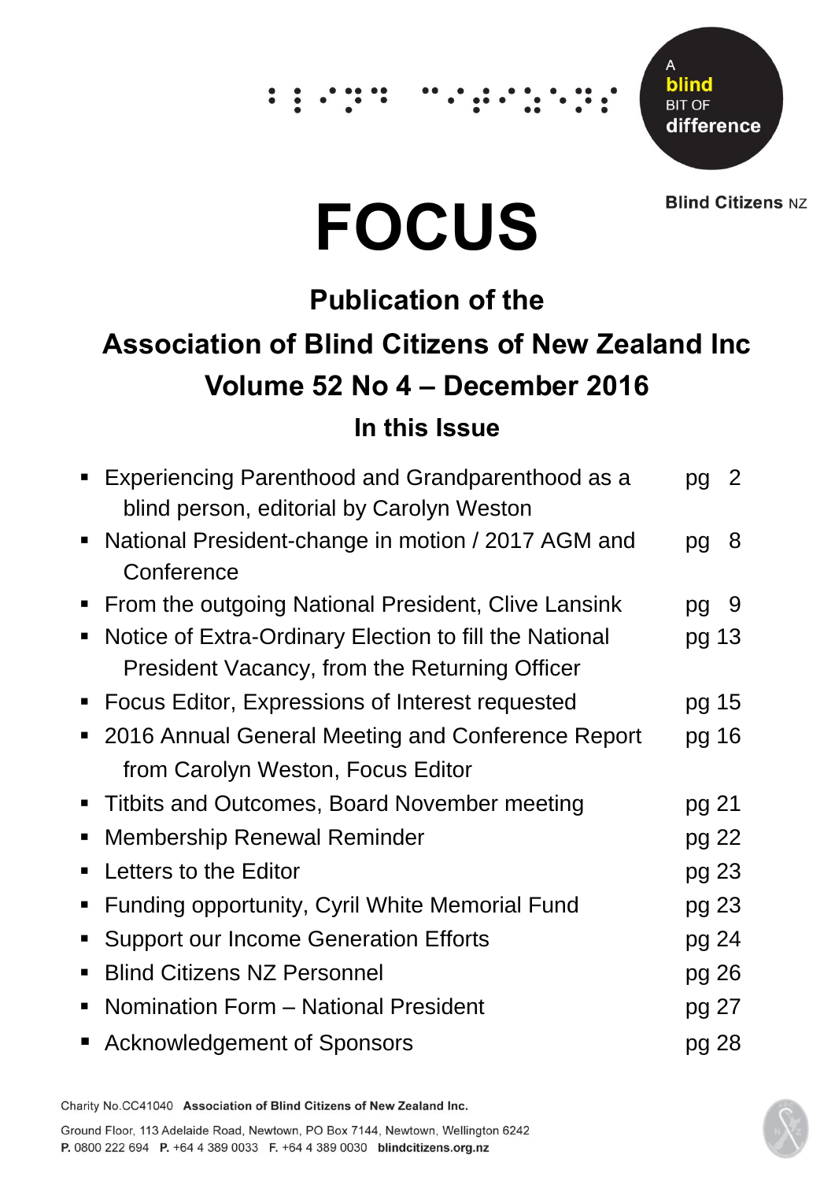A blind BIT OF difference

Blind Citizens NZ

# FOCUS

## Publication of the

## Association of Blind Citizens of New Zealand Inc

## Volume 52 No 4 – December 2016

### In this Issue

- Experiencing Parenthood and Grandparenthood as a blind person, editorial by Carolyn Weston — pg 2
- National President-change in motion / 2017 AGM and Conference — pg 8
- From the outgoing National President, Clive Lansink — pg 9
- Notice of Extra-Ordinary Election to fill the National President Vacancy, from the Returning Officer — pg 13
- Focus Editor, Expressions of Interest requested — pg 15
- 2016 Annual General Meeting and Conference Report from Carolyn Weston, Focus Editor — pg 16
- Titbits and Outcomes, Board November meeting — pg 21
- Membership Renewal Reminder — pg 22
- Letters to the Editor — pg 23
- Funding opportunity, Cyril White Memorial Fund — pg 23
- Support our Income Generation Efforts — pg 24
- Blind Citizens NZ Personnel — pg 26
- Nomination Form – National President — pg 27
- Acknowledgement of Sponsors — pg 28

Charity No.CC41040 **Association of Blind Citizens of New Zealand Inc.**

Ground Floor, 113 Adelaide Road, Newtown, PO Box 7144, Newtown, Wellington 6242
**P.** 0800 222 694 **P.** +64 4 389 0033 **F.** +64 4 389 0030 **blindcitizens.org.nz**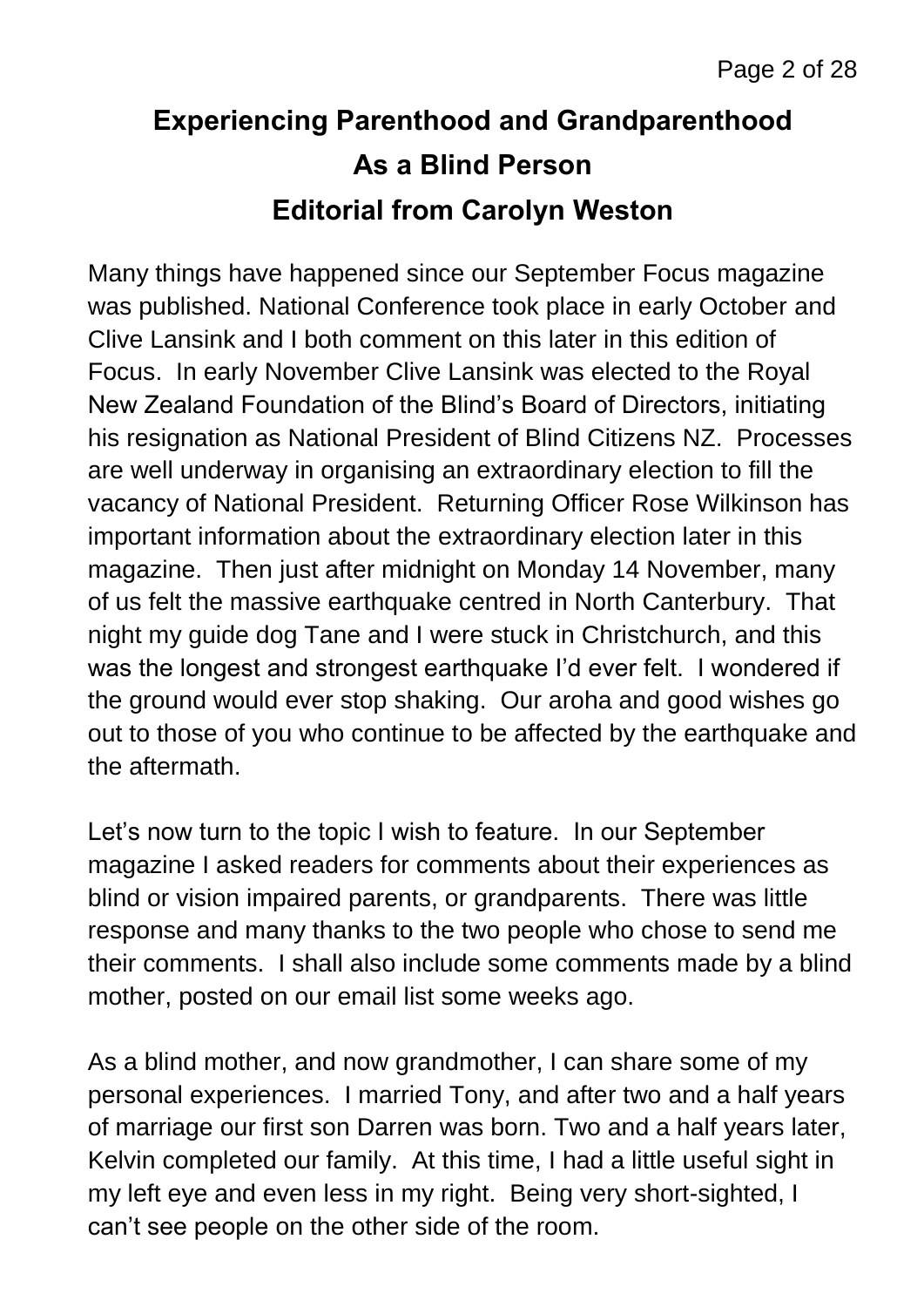# Experiencing Parenthood and Grandparenthood As a Blind Person

## Editorial from Carolyn Weston

Many things have happened since our September Focus magazine was published. National Conference took place in early October and Clive Lansink and I both comment on this later in this edition of Focus. In early November Clive Lansink was elected to the Royal New Zealand Foundation of the Blind's Board of Directors, initiating his resignation as National President of Blind Citizens NZ. Processes are well underway in organising an extraordinary election to fill the vacancy of National President. Returning Officer Rose Wilkinson has important information about the extraordinary election later in this magazine. Then just after midnight on Monday 14 November, many of us felt the massive earthquake centred in North Canterbury. That night my guide dog Tane and I were stuck in Christchurch, and this was the longest and strongest earthquake I'd ever felt. I wondered if the ground would ever stop shaking. Our aroha and good wishes go out to those of you who continue to be affected by the earthquake and the aftermath.

Let's now turn to the topic I wish to feature. In our September magazine I asked readers for comments about their experiences as blind or vision impaired parents, or grandparents. There was little response and many thanks to the two people who chose to send me their comments. I shall also include some comments made by a blind mother, posted on our email list some weeks ago.

As a blind mother, and now grandmother, I can share some of my personal experiences. I married Tony, and after two and a half years of marriage our first son Darren was born. Two and a half years later, Kelvin completed our family. At this time, I had a little useful sight in my left eye and even less in my right. Being very short-sighted, I can't see people on the other side of the room.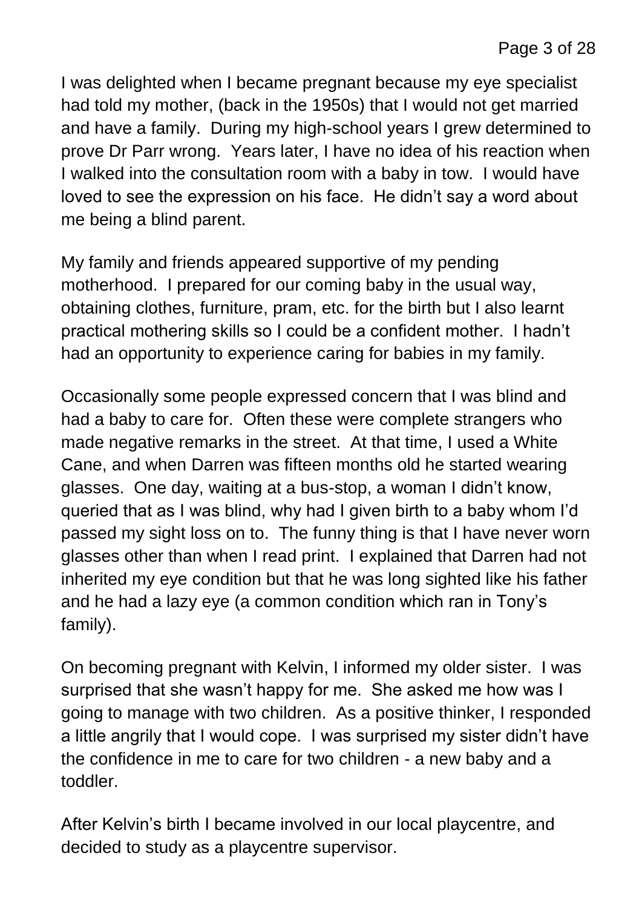I was delighted when I became pregnant because my eye specialist had told my mother, (back in the 1950s) that I would not get married and have a family. During my high-school years I grew determined to prove Dr Parr wrong. Years later, I have no idea of his reaction when I walked into the consultation room with a baby in tow. I would have loved to see the expression on his face. He didn't say a word about me being a blind parent.

My family and friends appeared supportive of my pending motherhood. I prepared for our coming baby in the usual way, obtaining clothes, furniture, pram, etc. for the birth but I also learnt practical mothering skills so I could be a confident mother. I hadn't had an opportunity to experience caring for babies in my family.

Occasionally some people expressed concern that I was blind and had a baby to care for. Often these were complete strangers who made negative remarks in the street. At that time, I used a White Cane, and when Darren was fifteen months old he started wearing glasses. One day, waiting at a bus-stop, a woman I didn't know, queried that as I was blind, why had I given birth to a baby whom I'd passed my sight loss on to. The funny thing is that I have never worn glasses other than when I read print. I explained that Darren had not inherited my eye condition but that he was long sighted like his father and he had a lazy eye (a common condition which ran in Tony's family).

On becoming pregnant with Kelvin, I informed my older sister. I was surprised that she wasn't happy for me. She asked me how was I going to manage with two children. As a positive thinker, I responded a little angrily that I would cope. I was surprised my sister didn't have the confidence in me to care for two children - a new baby and a toddler.

After Kelvin's birth I became involved in our local playcentre, and decided to study as a playcentre supervisor.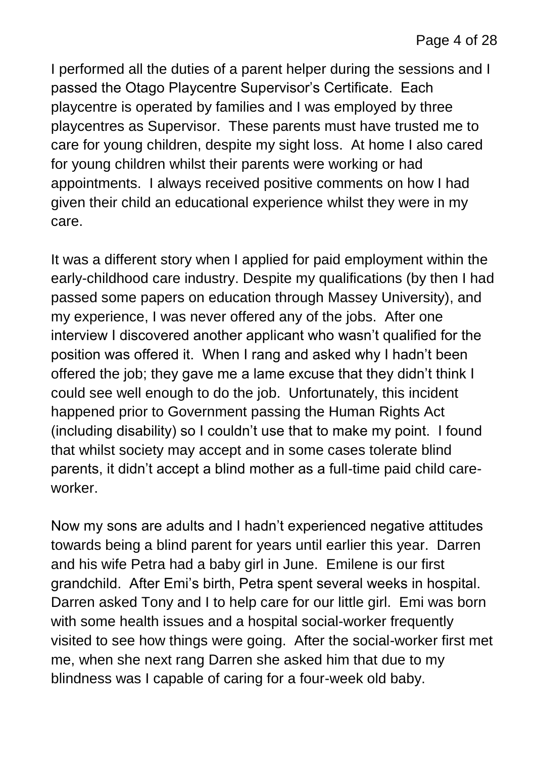I performed all the duties of a parent helper during the sessions and I passed the Otago Playcentre Supervisor's Certificate. Each playcentre is operated by families and I was employed by three playcentres as Supervisor. These parents must have trusted me to care for young children, despite my sight loss. At home I also cared for young children whilst their parents were working or had appointments. I always received positive comments on how I had given their child an educational experience whilst they were in my care.

It was a different story when I applied for paid employment within the early-childhood care industry. Despite my qualifications (by then I had passed some papers on education through Massey University), and my experience, I was never offered any of the jobs. After one interview I discovered another applicant who wasn't qualified for the position was offered it. When I rang and asked why I hadn't been offered the job; they gave me a lame excuse that they didn't think I could see well enough to do the job. Unfortunately, this incident happened prior to Government passing the Human Rights Act (including disability) so I couldn't use that to make my point. I found that whilst society may accept and in some cases tolerate blind parents, it didn't accept a blind mother as a full-time paid child care-worker.

Now my sons are adults and I hadn't experienced negative attitudes towards being a blind parent for years until earlier this year. Darren and his wife Petra had a baby girl in June. Emilene is our first grandchild. After Emi's birth, Petra spent several weeks in hospital. Darren asked Tony and I to help care for our little girl. Emi was born with some health issues and a hospital social-worker frequently visited to see how things were going. After the social-worker first met me, when she next rang Darren she asked him that due to my blindness was I capable of caring for a four-week old baby.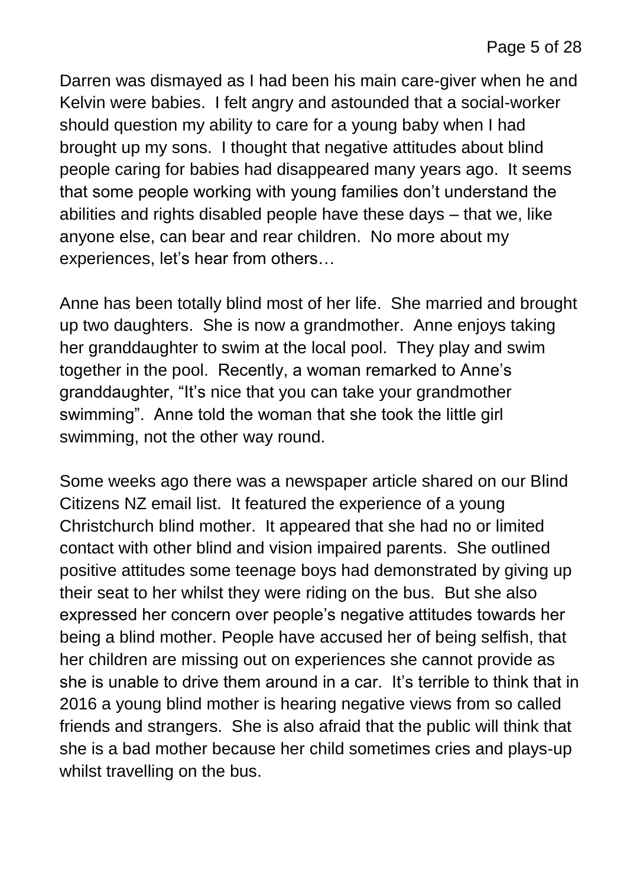Darren was dismayed as I had been his main care-giver when he and Kelvin were babies. I felt angry and astounded that a social-worker should question my ability to care for a young baby when I had brought up my sons. I thought that negative attitudes about blind people caring for babies had disappeared many years ago. It seems that some people working with young families don't understand the abilities and rights disabled people have these days – that we, like anyone else, can bear and rear children. No more about my experiences, let's hear from others…

Anne has been totally blind most of her life. She married and brought up two daughters. She is now a grandmother. Anne enjoys taking her granddaughter to swim at the local pool. They play and swim together in the pool. Recently, a woman remarked to Anne's granddaughter, "It's nice that you can take your grandmother swimming". Anne told the woman that she took the little girl swimming, not the other way round.

Some weeks ago there was a newspaper article shared on our Blind Citizens NZ email list. It featured the experience of a young Christchurch blind mother. It appeared that she had no or limited contact with other blind and vision impaired parents. She outlined positive attitudes some teenage boys had demonstrated by giving up their seat to her whilst they were riding on the bus. But she also expressed her concern over people's negative attitudes towards her being a blind mother. People have accused her of being selfish, that her children are missing out on experiences she cannot provide as she is unable to drive them around in a car. It's terrible to think that in 2016 a young blind mother is hearing negative views from so called friends and strangers. She is also afraid that the public will think that she is a bad mother because her child sometimes cries and plays-up whilst travelling on the bus.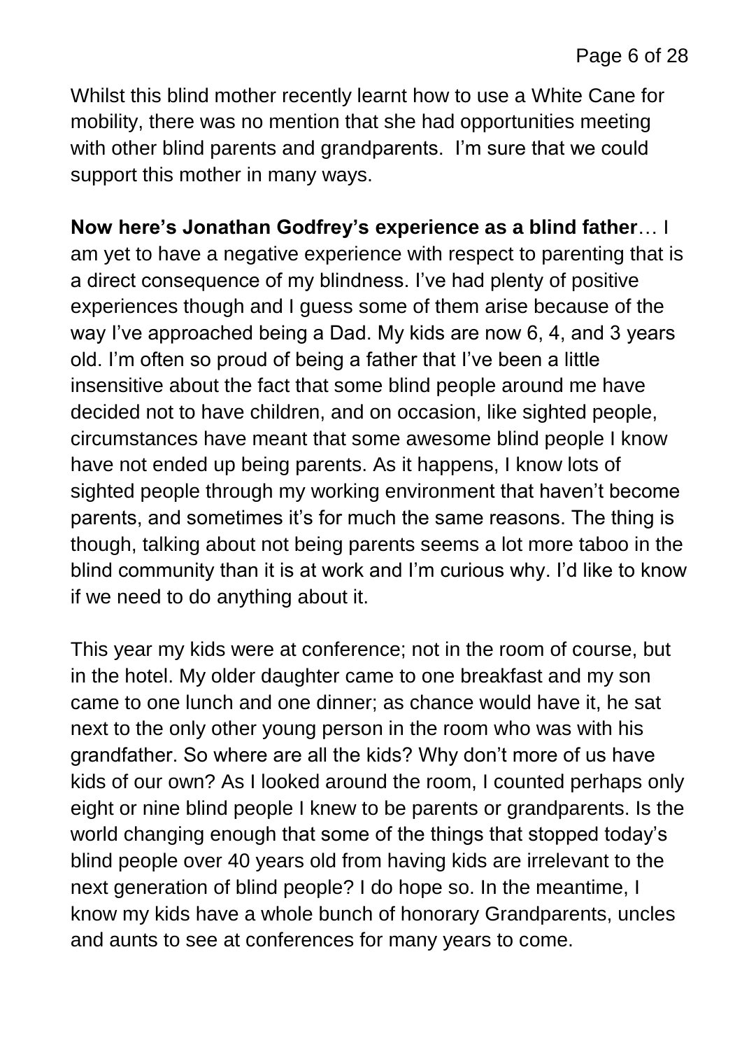Whilst this blind mother recently learnt how to use a White Cane for mobility, there was no mention that she had opportunities meeting with other blind parents and grandparents. I'm sure that we could support this mother in many ways.

**Now here's Jonathan Godfrey's experience as a blind father**… I am yet to have a negative experience with respect to parenting that is a direct consequence of my blindness. I've had plenty of positive experiences though and I guess some of them arise because of the way I've approached being a Dad. My kids are now 6, 4, and 3 years old. I'm often so proud of being a father that I've been a little insensitive about the fact that some blind people around me have decided not to have children, and on occasion, like sighted people, circumstances have meant that some awesome blind people I know have not ended up being parents. As it happens, I know lots of sighted people through my working environment that haven't become parents, and sometimes it's for much the same reasons. The thing is though, talking about not being parents seems a lot more taboo in the blind community than it is at work and I'm curious why. I'd like to know if we need to do anything about it.

This year my kids were at conference; not in the room of course, but in the hotel. My older daughter came to one breakfast and my son came to one lunch and one dinner; as chance would have it, he sat next to the only other young person in the room who was with his grandfather. So where are all the kids? Why don't more of us have kids of our own? As I looked around the room, I counted perhaps only eight or nine blind people I knew to be parents or grandparents. Is the world changing enough that some of the things that stopped today's blind people over 40 years old from having kids are irrelevant to the next generation of blind people? I do hope so. In the meantime, I know my kids have a whole bunch of honorary Grandparents, uncles and aunts to see at conferences for many years to come.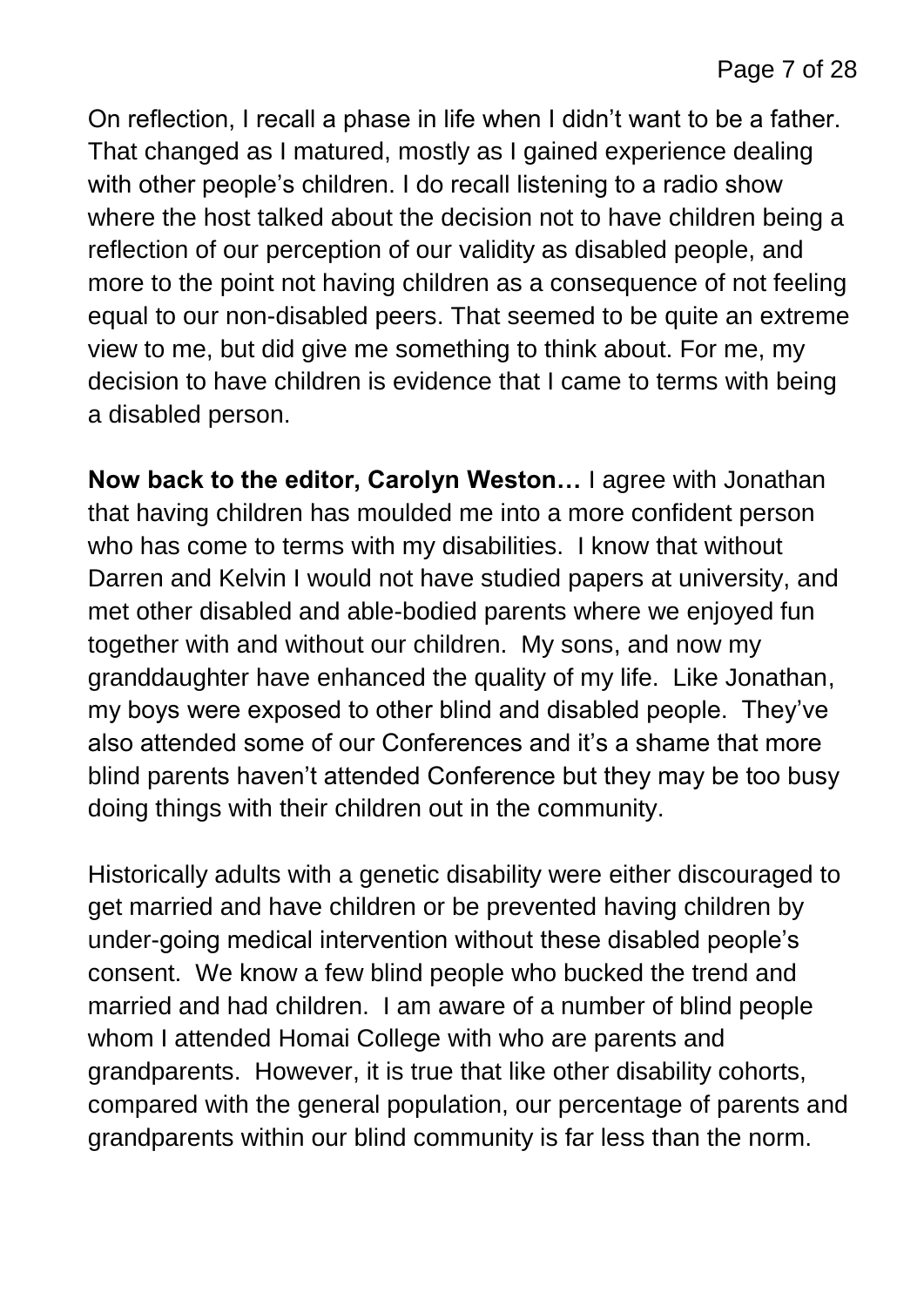On reflection, I recall a phase in life when I didn't want to be a father. That changed as I matured, mostly as I gained experience dealing with other people's children. I do recall listening to a radio show where the host talked about the decision not to have children being a reflection of our perception of our validity as disabled people, and more to the point not having children as a consequence of not feeling equal to our non-disabled peers. That seemed to be quite an extreme view to me, but did give me something to think about. For me, my decision to have children is evidence that I came to terms with being a disabled person.

**Now back to the editor, Carolyn Weston…** I agree with Jonathan that having children has moulded me into a more confident person who has come to terms with my disabilities. I know that without Darren and Kelvin I would not have studied papers at university, and met other disabled and able-bodied parents where we enjoyed fun together with and without our children. My sons, and now my granddaughter have enhanced the quality of my life. Like Jonathan, my boys were exposed to other blind and disabled people. They've also attended some of our Conferences and it's a shame that more blind parents haven't attended Conference but they may be too busy doing things with their children out in the community.

Historically adults with a genetic disability were either discouraged to get married and have children or be prevented having children by under-going medical intervention without these disabled people's consent. We know a few blind people who bucked the trend and married and had children. I am aware of a number of blind people whom I attended Homai College with who are parents and grandparents. However, it is true that like other disability cohorts, compared with the general population, our percentage of parents and grandparents within our blind community is far less than the norm.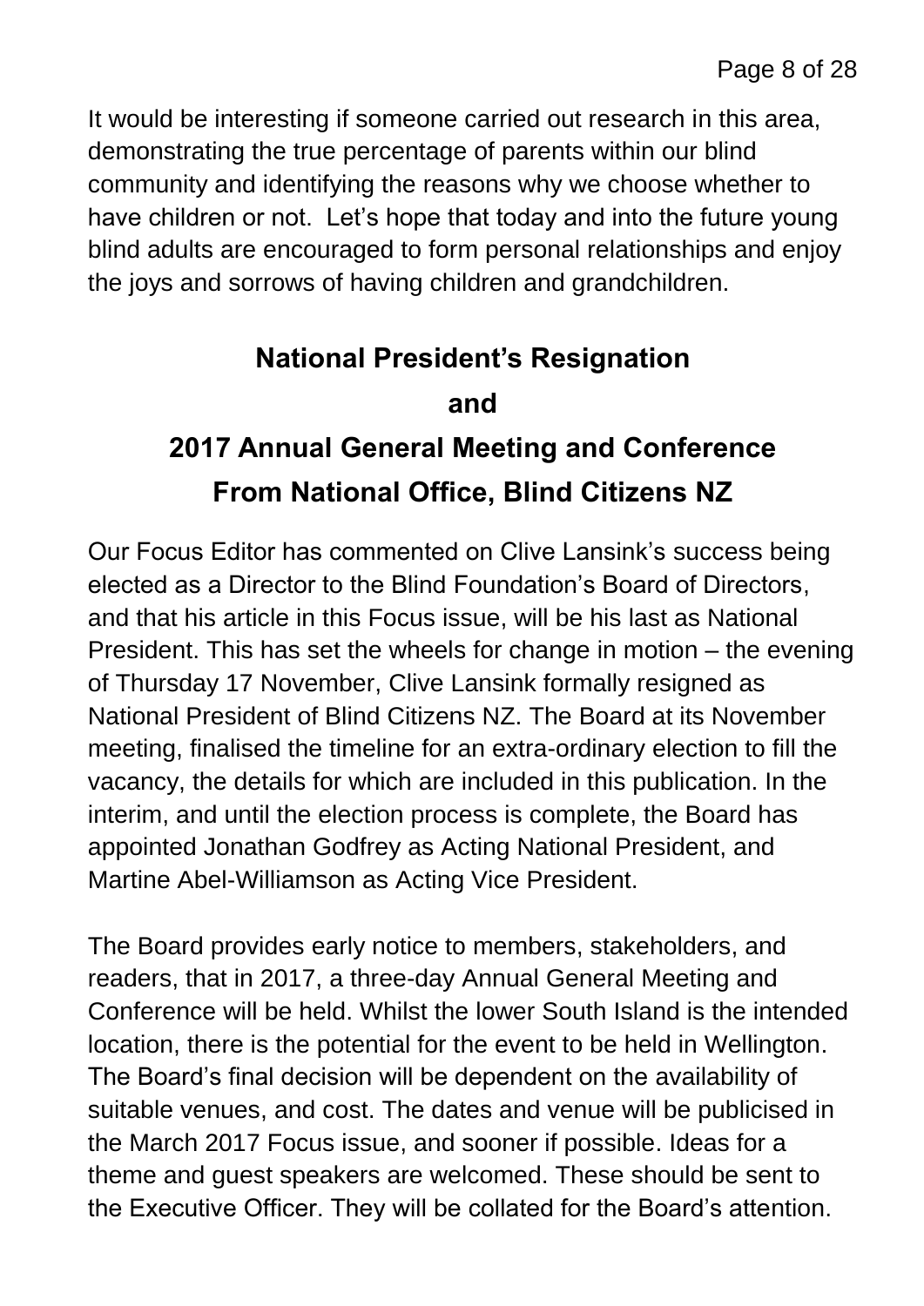It would be interesting if someone carried out research in this area, demonstrating the true percentage of parents within our blind community and identifying the reasons why we choose whether to have children or not.  Let's hope that today and into the future young blind adults are encouraged to form personal relationships and enjoy the joys and sorrows of having children and grandchildren.

## National President's Resignation and 2017 Annual General Meeting and Conference From National Office, Blind Citizens NZ

Our Focus Editor has commented on Clive Lansink's success being elected as a Director to the Blind Foundation's Board of Directors, and that his article in this Focus issue, will be his last as National President. This has set the wheels for change in motion – the evening of Thursday 17 November, Clive Lansink formally resigned as National President of Blind Citizens NZ. The Board at its November meeting, finalised the timeline for an extra-ordinary election to fill the vacancy, the details for which are included in this publication. In the interim, and until the election process is complete, the Board has appointed Jonathan Godfrey as Acting National President, and Martine Abel-Williamson as Acting Vice President.

The Board provides early notice to members, stakeholders, and readers, that in 2017, a three-day Annual General Meeting and Conference will be held. Whilst the lower South Island is the intended location, there is the potential for the event to be held in Wellington. The Board's final decision will be dependent on the availability of suitable venues, and cost. The dates and venue will be publicised in the March 2017 Focus issue, and sooner if possible. Ideas for a theme and guest speakers are welcomed. These should be sent to the Executive Officer. They will be collated for the Board's attention.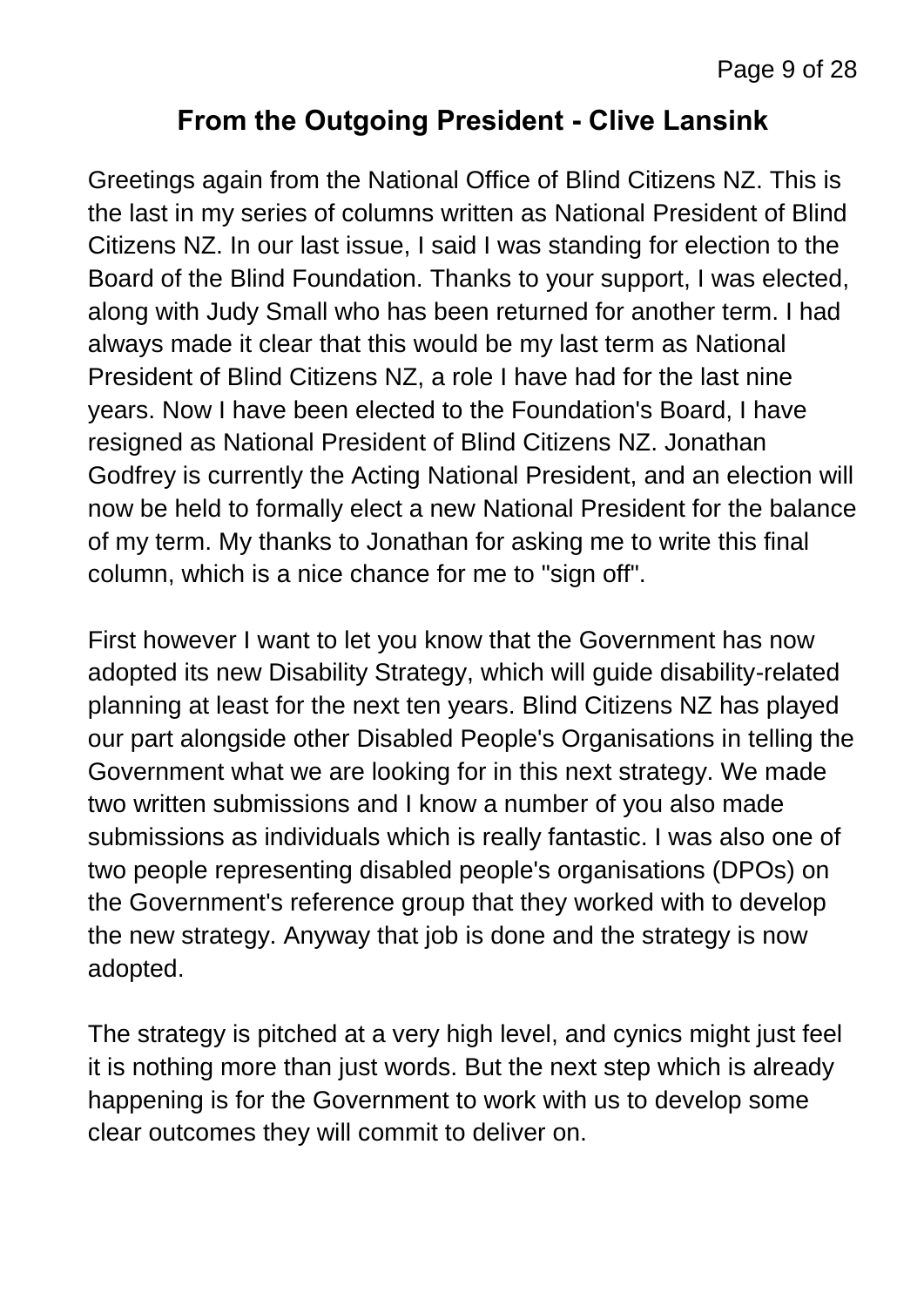## From the Outgoing President - Clive Lansink

Greetings again from the National Office of Blind Citizens NZ. This is the last in my series of columns written as National President of Blind Citizens NZ. In our last issue, I said I was standing for election to the Board of the Blind Foundation. Thanks to your support, I was elected, along with Judy Small who has been returned for another term. I had always made it clear that this would be my last term as National President of Blind Citizens NZ, a role I have had for the last nine years. Now I have been elected to the Foundation's Board, I have resigned as National President of Blind Citizens NZ. Jonathan Godfrey is currently the Acting National President, and an election will now be held to formally elect a new National President for the balance of my term. My thanks to Jonathan for asking me to write this final column, which is a nice chance for me to "sign off".

First however I want to let you know that the Government has now adopted its new Disability Strategy, which will guide disability-related planning at least for the next ten years. Blind Citizens NZ has played our part alongside other Disabled People's Organisations in telling the Government what we are looking for in this next strategy. We made two written submissions and I know a number of you also made submissions as individuals which is really fantastic. I was also one of two people representing disabled people's organisations (DPOs) on the Government's reference group that they worked with to develop the new strategy. Anyway that job is done and the strategy is now adopted.

The strategy is pitched at a very high level, and cynics might just feel it is nothing more than just words. But the next step which is already happening is for the Government to work with us to develop some clear outcomes they will commit to deliver on.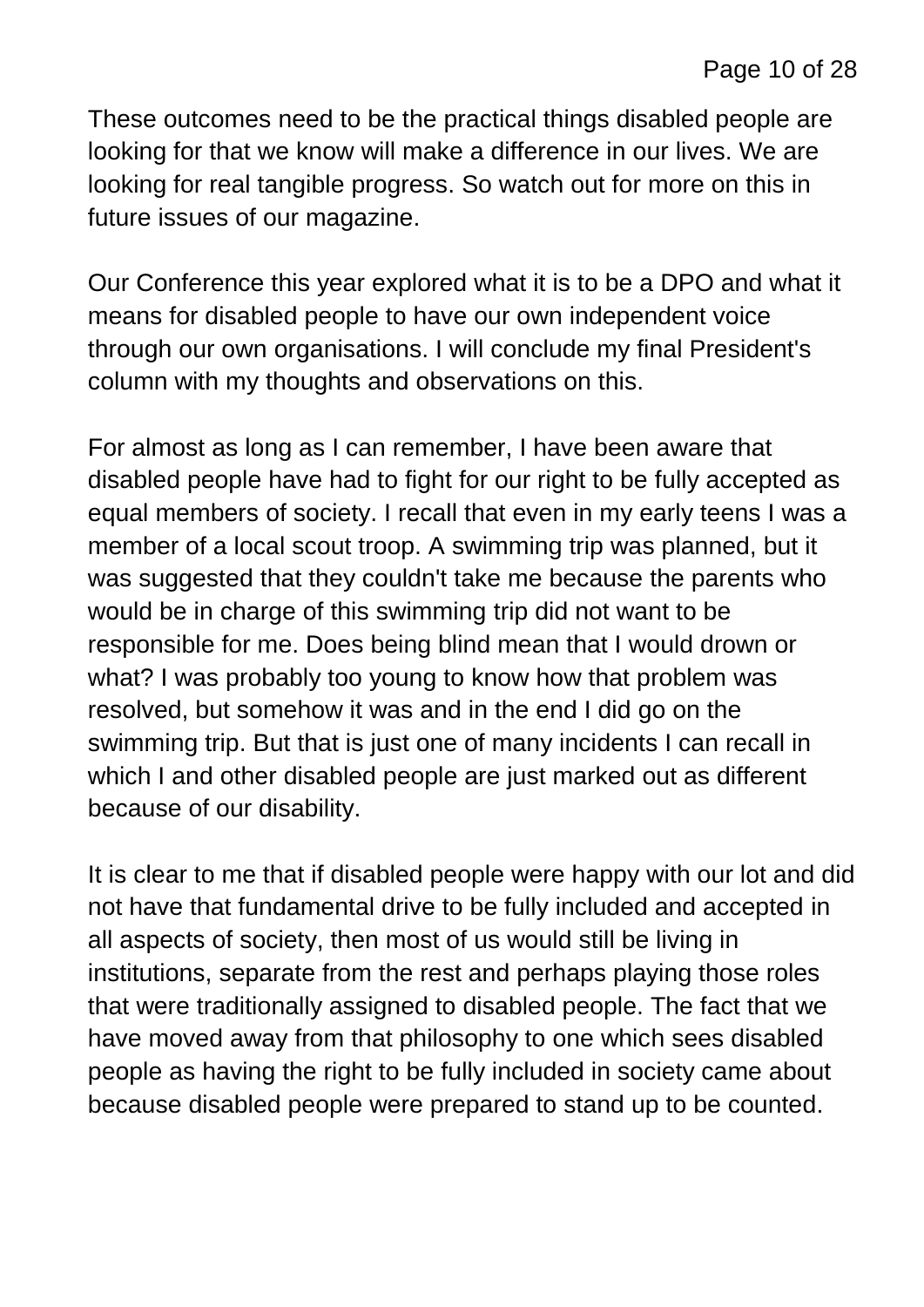These outcomes need to be the practical things disabled people are looking for that we know will make a difference in our lives. We are looking for real tangible progress. So watch out for more on this in future issues of our magazine.

Our Conference this year explored what it is to be a DPO and what it means for disabled people to have our own independent voice through our own organisations. I will conclude my final President's column with my thoughts and observations on this.

For almost as long as I can remember, I have been aware that disabled people have had to fight for our right to be fully accepted as equal members of society. I recall that even in my early teens I was a member of a local scout troop. A swimming trip was planned, but it was suggested that they couldn't take me because the parents who would be in charge of this swimming trip did not want to be responsible for me. Does being blind mean that I would drown or what? I was probably too young to know how that problem was resolved, but somehow it was and in the end I did go on the swimming trip. But that is just one of many incidents I can recall in which I and other disabled people are just marked out as different because of our disability.

It is clear to me that if disabled people were happy with our lot and did not have that fundamental drive to be fully included and accepted in all aspects of society, then most of us would still be living in institutions, separate from the rest and perhaps playing those roles that were traditionally assigned to disabled people. The fact that we have moved away from that philosophy to one which sees disabled people as having the right to be fully included in society came about because disabled people were prepared to stand up to be counted.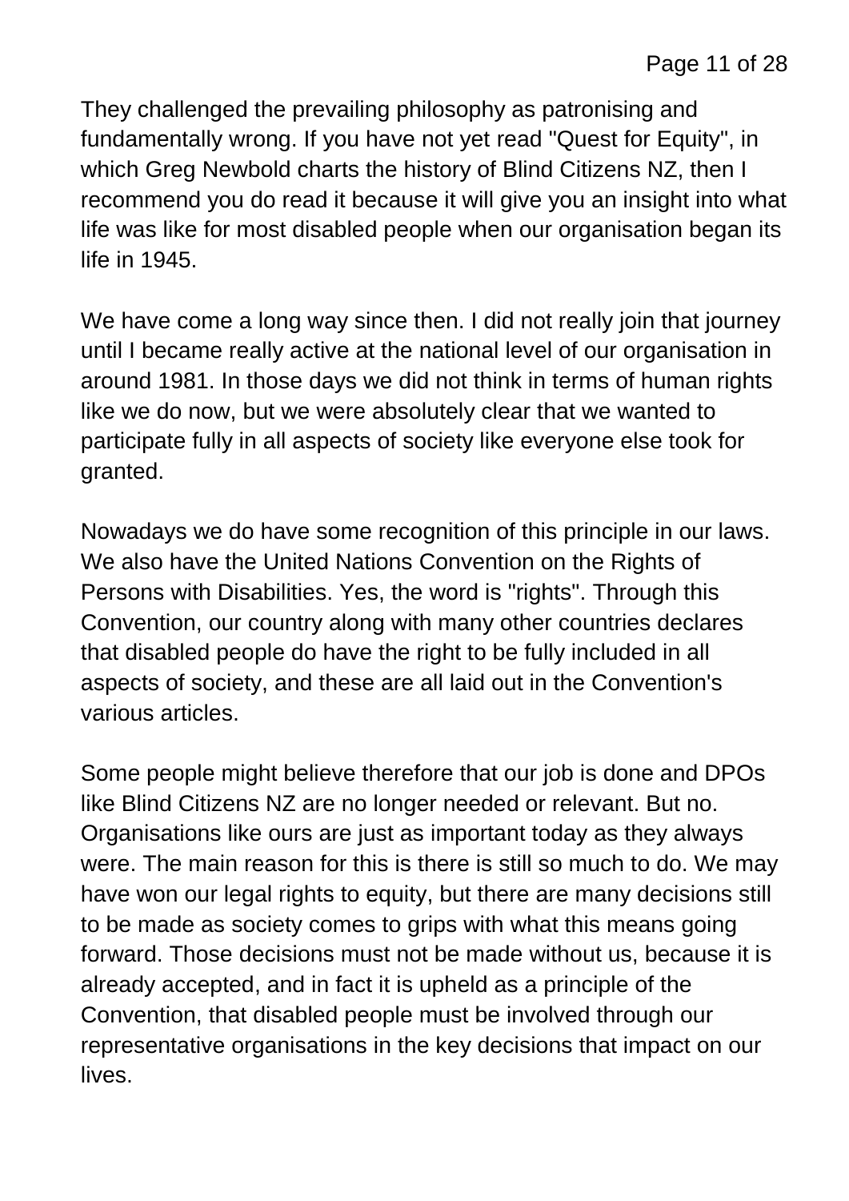They challenged the prevailing philosophy as patronising and fundamentally wrong. If you have not yet read "Quest for Equity", in which Greg Newbold charts the history of Blind Citizens NZ, then I recommend you do read it because it will give you an insight into what life was like for most disabled people when our organisation began its life in 1945.

We have come a long way since then. I did not really join that journey until I became really active at the national level of our organisation in around 1981. In those days we did not think in terms of human rights like we do now, but we were absolutely clear that we wanted to participate fully in all aspects of society like everyone else took for granted.

Nowadays we do have some recognition of this principle in our laws. We also have the United Nations Convention on the Rights of Persons with Disabilities. Yes, the word is "rights". Through this Convention, our country along with many other countries declares that disabled people do have the right to be fully included in all aspects of society, and these are all laid out in the Convention's various articles.

Some people might believe therefore that our job is done and DPOs like Blind Citizens NZ are no longer needed or relevant. But no. Organisations like ours are just as important today as they always were. The main reason for this is there is still so much to do. We may have won our legal rights to equity, but there are many decisions still to be made as society comes to grips with what this means going forward. Those decisions must not be made without us, because it is already accepted, and in fact it is upheld as a principle of the Convention, that disabled people must be involved through our representative organisations in the key decisions that impact on our lives.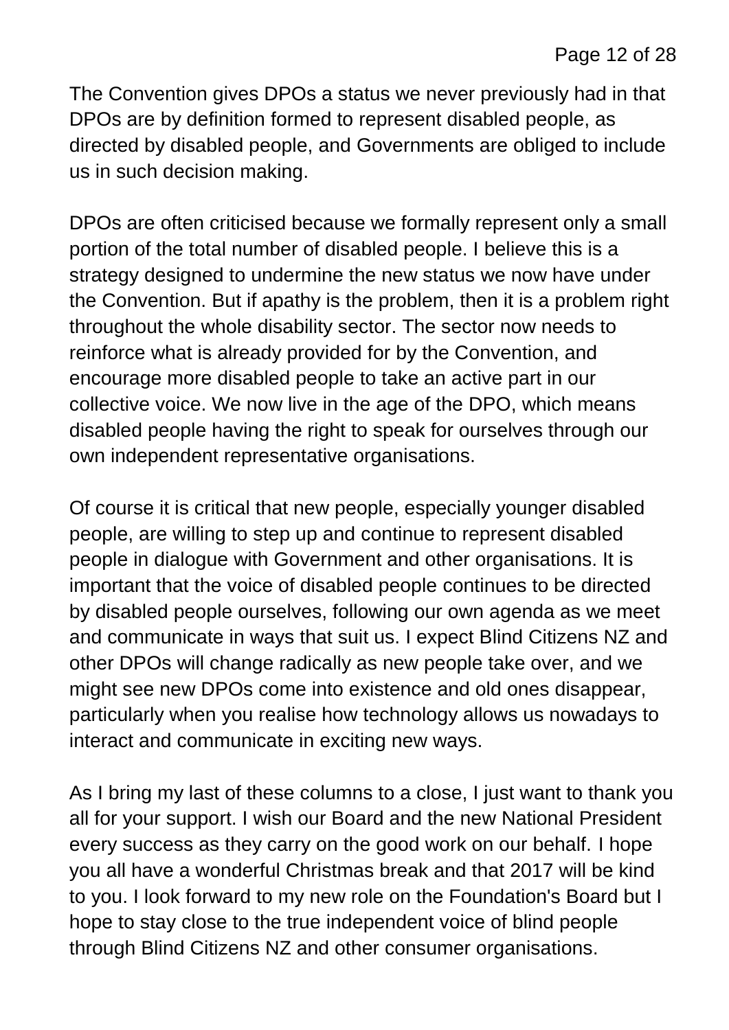The Convention gives DPOs a status we never previously had in that DPOs are by definition formed to represent disabled people, as directed by disabled people, and Governments are obliged to include us in such decision making.

DPOs are often criticised because we formally represent only a small portion of the total number of disabled people. I believe this is a strategy designed to undermine the new status we now have under the Convention. But if apathy is the problem, then it is a problem right throughout the whole disability sector. The sector now needs to reinforce what is already provided for by the Convention, and encourage more disabled people to take an active part in our collective voice. We now live in the age of the DPO, which means disabled people having the right to speak for ourselves through our own independent representative organisations.

Of course it is critical that new people, especially younger disabled people, are willing to step up and continue to represent disabled people in dialogue with Government and other organisations. It is important that the voice of disabled people continues to be directed by disabled people ourselves, following our own agenda as we meet and communicate in ways that suit us. I expect Blind Citizens NZ and other DPOs will change radically as new people take over, and we might see new DPOs come into existence and old ones disappear, particularly when you realise how technology allows us nowadays to interact and communicate in exciting new ways.

As I bring my last of these columns to a close, I just want to thank you all for your support. I wish our Board and the new National President every success as they carry on the good work on our behalf. I hope you all have a wonderful Christmas break and that 2017 will be kind to you. I look forward to my new role on the Foundation's Board but I hope to stay close to the true independent voice of blind people through Blind Citizens NZ and other consumer organisations.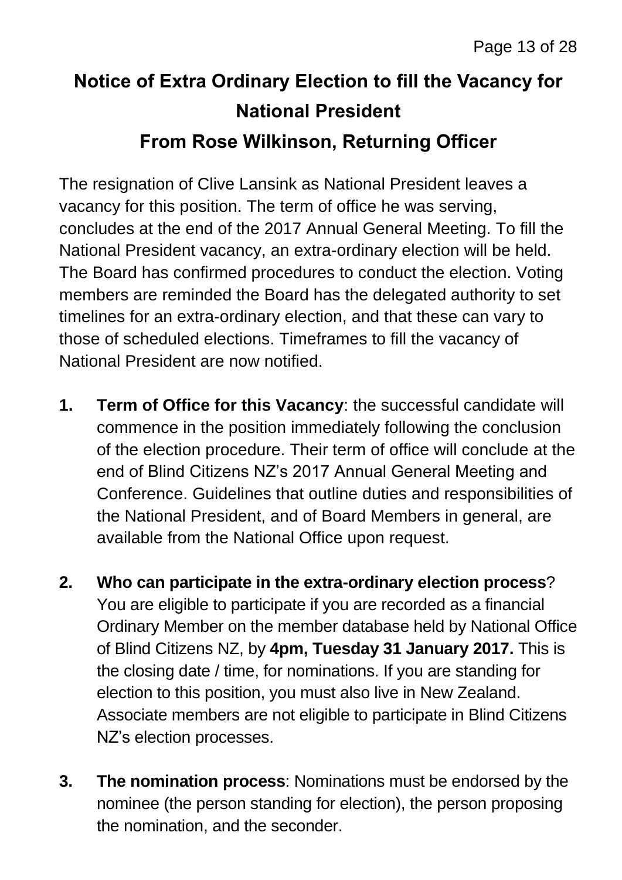# Notice of Extra Ordinary Election to fill the Vacancy for National President

## From Rose Wilkinson, Returning Officer

The resignation of Clive Lansink as National President leaves a vacancy for this position. The term of office he was serving, concludes at the end of the 2017 Annual General Meeting. To fill the National President vacancy, an extra-ordinary election will be held. The Board has confirmed procedures to conduct the election. Voting members are reminded the Board has the delegated authority to set timelines for an extra-ordinary election, and that these can vary to those of scheduled elections. Timeframes to fill the vacancy of National President are now notified.

1. **Term of Office for this Vacancy**: the successful candidate will commence in the position immediately following the conclusion of the election procedure. Their term of office will conclude at the end of Blind Citizens NZ's 2017 Annual General Meeting and Conference. Guidelines that outline duties and responsibilities of the National President, and of Board Members in general, are available from the National Office upon request.

2. **Who can participate in the extra-ordinary election process**? You are eligible to participate if you are recorded as a financial Ordinary Member on the member database held by National Office of Blind Citizens NZ, by **4pm, Tuesday 31 January 2017.** This is the closing date / time, for nominations. If you are standing for election to this position, you must also live in New Zealand. Associate members are not eligible to participate in Blind Citizens NZ's election processes.

3. **The nomination process**: Nominations must be endorsed by the nominee (the person standing for election), the person proposing the nomination, and the seconder.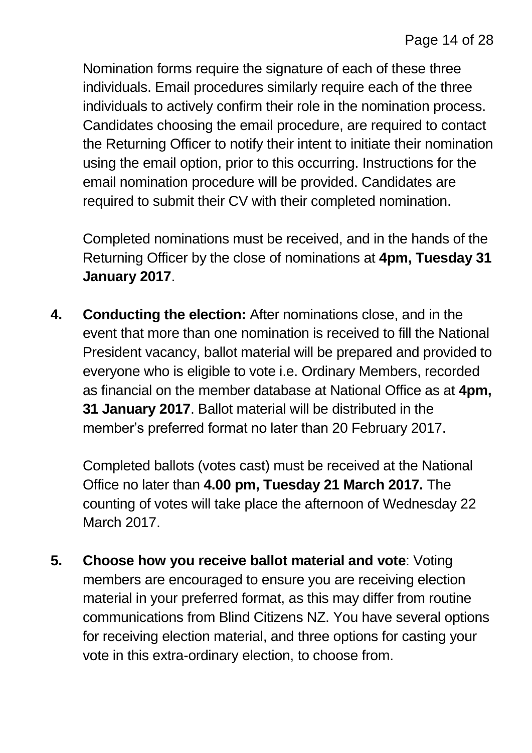Nomination forms require the signature of each of these three individuals. Email procedures similarly require each of the three individuals to actively confirm their role in the nomination process. Candidates choosing the email procedure, are required to contact the Returning Officer to notify their intent to initiate their nomination using the email option, prior to this occurring. Instructions for the email nomination procedure will be provided. Candidates are required to submit their CV with their completed nomination.

Completed nominations must be received, and in the hands of the Returning Officer by the close of nominations at **4pm, Tuesday 31 January 2017**.

4. **Conducting the election:** After nominations close, and in the event that more than one nomination is received to fill the National President vacancy, ballot material will be prepared and provided to everyone who is eligible to vote i.e. Ordinary Members, recorded as financial on the member database at National Office as at **4pm, 31 January 2017**. Ballot material will be distributed in the member's preferred format no later than 20 February 2017.

   Completed ballots (votes cast) must be received at the National Office no later than **4.00 pm, Tuesday 21 March 2017.** The counting of votes will take place the afternoon of Wednesday 22 March 2017.

5. **Choose how you receive ballot material and vote**: Voting members are encouraged to ensure you are receiving election material in your preferred format, as this may differ from routine communications from Blind Citizens NZ. You have several options for receiving election material, and three options for casting your vote in this extra-ordinary election, to choose from.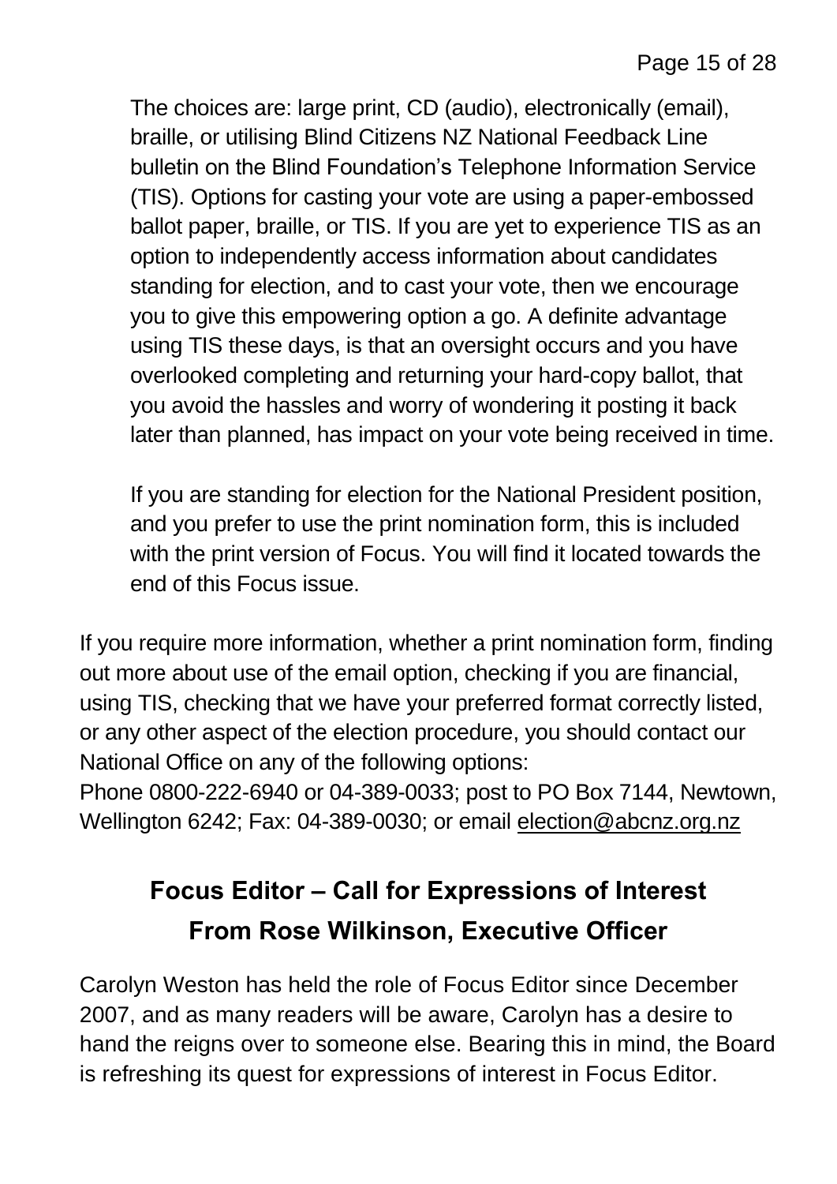The choices are: large print, CD (audio), electronically (email), braille, or utilising Blind Citizens NZ National Feedback Line bulletin on the Blind Foundation's Telephone Information Service (TIS). Options for casting your vote are using a paper-embossed ballot paper, braille, or TIS. If you are yet to experience TIS as an option to independently access information about candidates standing for election, and to cast your vote, then we encourage you to give this empowering option a go. A definite advantage using TIS these days, is that an oversight occurs and you have overlooked completing and returning your hard-copy ballot, that you avoid the hassles and worry of wondering it posting it back later than planned, has impact on your vote being received in time.

If you are standing for election for the National President position, and you prefer to use the print nomination form, this is included with the print version of Focus. You will find it located towards the end of this Focus issue.

If you require more information, whether a print nomination form, finding out more about use of the email option, checking if you are financial, using TIS, checking that we have your preferred format correctly listed, or any other aspect of the election procedure, you should contact our National Office on any of the following options:
Phone 0800-222-6940 or 04-389-0033; post to PO Box 7144, Newtown, Wellington 6242; Fax: 04-389-0030; or email election@abcnz.org.nz

## Focus Editor – Call for Expressions of Interest
## From Rose Wilkinson, Executive Officer

Carolyn Weston has held the role of Focus Editor since December 2007, and as many readers will be aware, Carolyn has a desire to hand the reigns over to someone else. Bearing this in mind, the Board is refreshing its quest for expressions of interest in Focus Editor.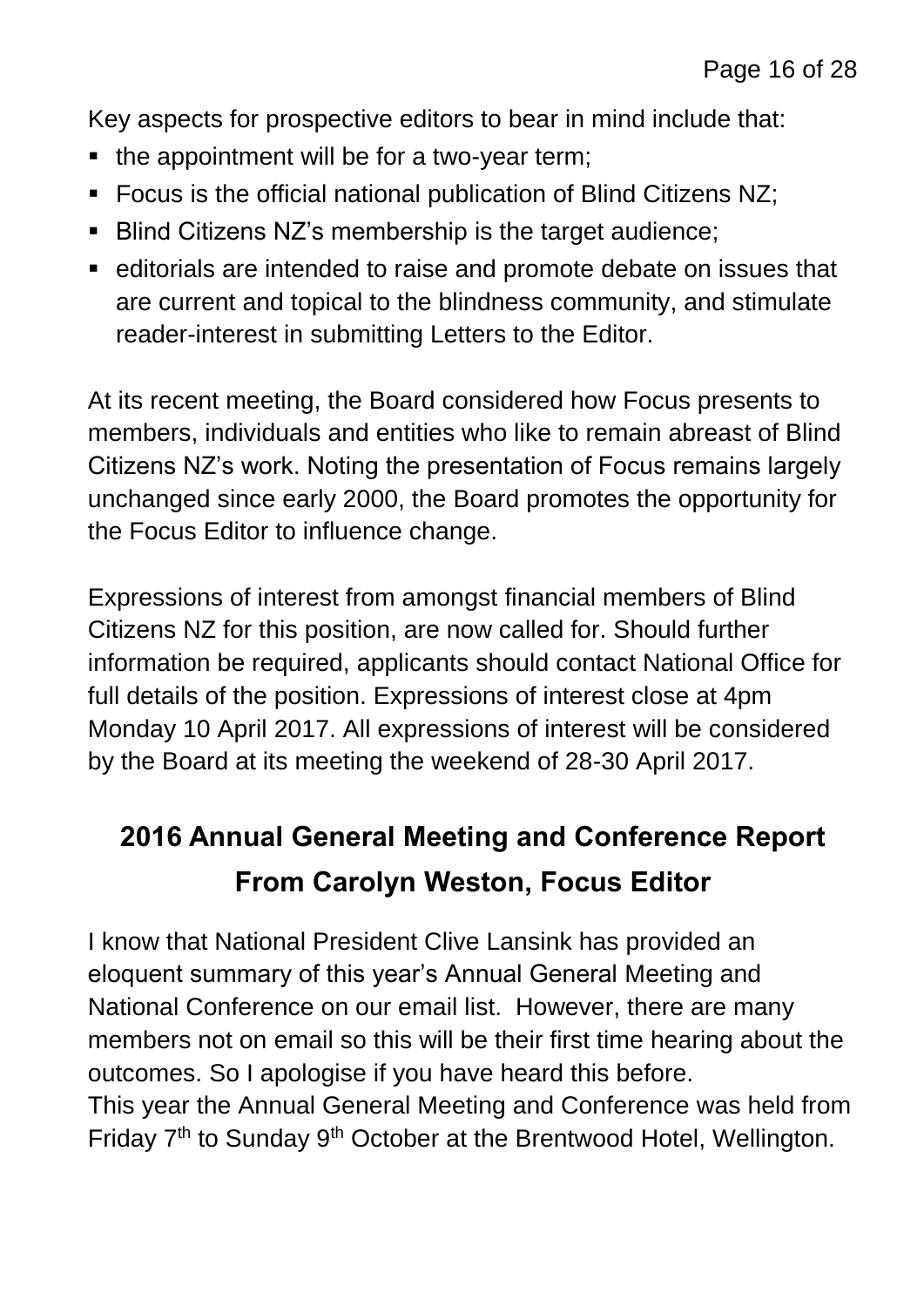Key aspects for prospective editors to bear in mind include that:

- the appointment will be for a two-year term;
- Focus is the official national publication of Blind Citizens NZ;
- Blind Citizens NZ's membership is the target audience;
- editorials are intended to raise and promote debate on issues that are current and topical to the blindness community, and stimulate reader-interest in submitting Letters to the Editor.

At its recent meeting, the Board considered how Focus presents to members, individuals and entities who like to remain abreast of Blind Citizens NZ's work. Noting the presentation of Focus remains largely unchanged since early 2000, the Board promotes the opportunity for the Focus Editor to influence change.

Expressions of interest from amongst financial members of Blind Citizens NZ for this position, are now called for. Should further information be required, applicants should contact National Office for full details of the position. Expressions of interest close at 4pm Monday 10 April 2017. All expressions of interest will be considered by the Board at its meeting the weekend of 28-30 April 2017.

## 2016 Annual General Meeting and Conference Report From Carolyn Weston, Focus Editor

I know that National President Clive Lansink has provided an eloquent summary of this year's Annual General Meeting and National Conference on our email list. However, there are many members not on email so this will be their first time hearing about the outcomes. So I apologise if you have heard this before.
This year the Annual General Meeting and Conference was held from Friday 7th to Sunday 9th October at the Brentwood Hotel, Wellington.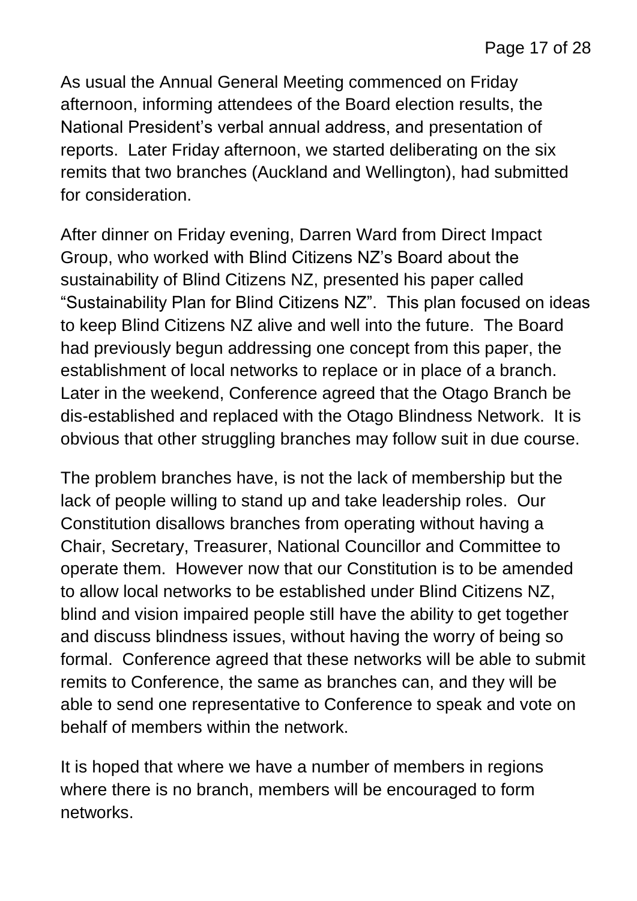As usual the Annual General Meeting commenced on Friday afternoon, informing attendees of the Board election results, the National President's verbal annual address, and presentation of reports. Later Friday afternoon, we started deliberating on the six remits that two branches (Auckland and Wellington), had submitted for consideration.

After dinner on Friday evening, Darren Ward from Direct Impact Group, who worked with Blind Citizens NZ's Board about the sustainability of Blind Citizens NZ, presented his paper called "Sustainability Plan for Blind Citizens NZ". This plan focused on ideas to keep Blind Citizens NZ alive and well into the future. The Board had previously begun addressing one concept from this paper, the establishment of local networks to replace or in place of a branch. Later in the weekend, Conference agreed that the Otago Branch be dis-established and replaced with the Otago Blindness Network. It is obvious that other struggling branches may follow suit in due course.

The problem branches have, is not the lack of membership but the lack of people willing to stand up and take leadership roles. Our Constitution disallows branches from operating without having a Chair, Secretary, Treasurer, National Councillor and Committee to operate them. However now that our Constitution is to be amended to allow local networks to be established under Blind Citizens NZ, blind and vision impaired people still have the ability to get together and discuss blindness issues, without having the worry of being so formal. Conference agreed that these networks will be able to submit remits to Conference, the same as branches can, and they will be able to send one representative to Conference to speak and vote on behalf of members within the network.

It is hoped that where we have a number of members in regions where there is no branch, members will be encouraged to form networks.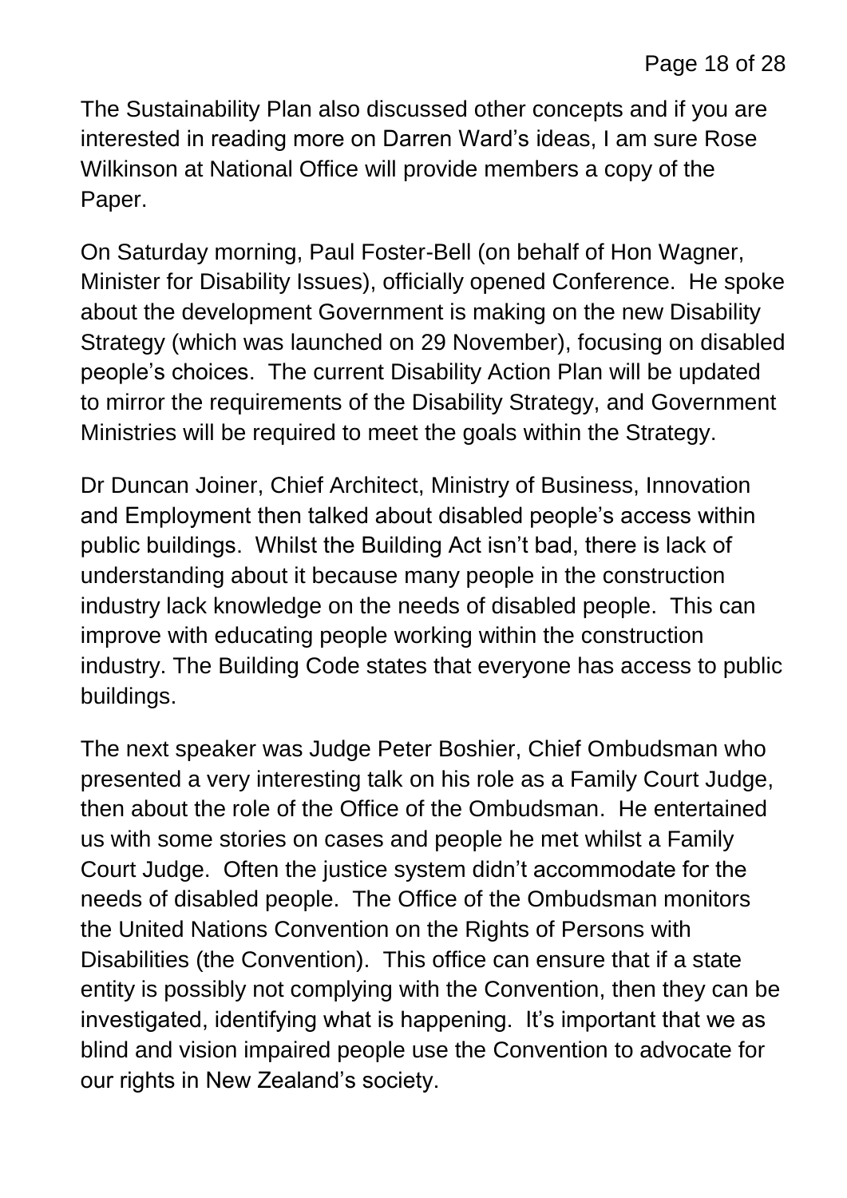The Sustainability Plan also discussed other concepts and if you are interested in reading more on Darren Ward's ideas, I am sure Rose Wilkinson at National Office will provide members a copy of the Paper.

On Saturday morning, Paul Foster-Bell (on behalf of Hon Wagner, Minister for Disability Issues), officially opened Conference. He spoke about the development Government is making on the new Disability Strategy (which was launched on 29 November), focusing on disabled people's choices. The current Disability Action Plan will be updated to mirror the requirements of the Disability Strategy, and Government Ministries will be required to meet the goals within the Strategy.

Dr Duncan Joiner, Chief Architect, Ministry of Business, Innovation and Employment then talked about disabled people's access within public buildings. Whilst the Building Act isn't bad, there is lack of understanding about it because many people in the construction industry lack knowledge on the needs of disabled people. This can improve with educating people working within the construction industry. The Building Code states that everyone has access to public buildings.

The next speaker was Judge Peter Boshier, Chief Ombudsman who presented a very interesting talk on his role as a Family Court Judge, then about the role of the Office of the Ombudsman. He entertained us with some stories on cases and people he met whilst a Family Court Judge. Often the justice system didn't accommodate for the needs of disabled people. The Office of the Ombudsman monitors the United Nations Convention on the Rights of Persons with Disabilities (the Convention). This office can ensure that if a state entity is possibly not complying with the Convention, then they can be investigated, identifying what is happening. It's important that we as blind and vision impaired people use the Convention to advocate for our rights in New Zealand's society.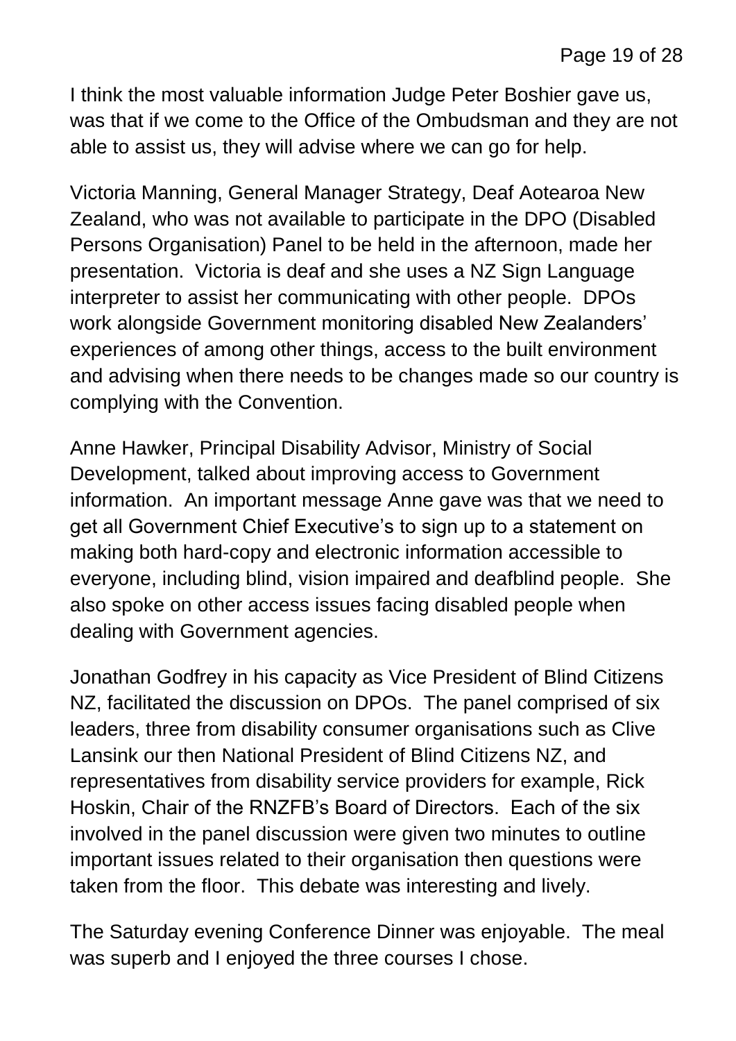I think the most valuable information Judge Peter Boshier gave us, was that if we come to the Office of the Ombudsman and they are not able to assist us, they will advise where we can go for help.

Victoria Manning, General Manager Strategy, Deaf Aotearoa New Zealand, who was not available to participate in the DPO (Disabled Persons Organisation) Panel to be held in the afternoon, made her presentation. Victoria is deaf and she uses a NZ Sign Language interpreter to assist her communicating with other people. DPOs work alongside Government monitoring disabled New Zealanders' experiences of among other things, access to the built environment and advising when there needs to be changes made so our country is complying with the Convention.

Anne Hawker, Principal Disability Advisor, Ministry of Social Development, talked about improving access to Government information. An important message Anne gave was that we need to get all Government Chief Executive's to sign up to a statement on making both hard-copy and electronic information accessible to everyone, including blind, vision impaired and deafblind people. She also spoke on other access issues facing disabled people when dealing with Government agencies.

Jonathan Godfrey in his capacity as Vice President of Blind Citizens NZ, facilitated the discussion on DPOs. The panel comprised of six leaders, three from disability consumer organisations such as Clive Lansink our then National President of Blind Citizens NZ, and representatives from disability service providers for example, Rick Hoskin, Chair of the RNZFB's Board of Directors. Each of the six involved in the panel discussion were given two minutes to outline important issues related to their organisation then questions were taken from the floor. This debate was interesting and lively.

The Saturday evening Conference Dinner was enjoyable. The meal was superb and I enjoyed the three courses I chose.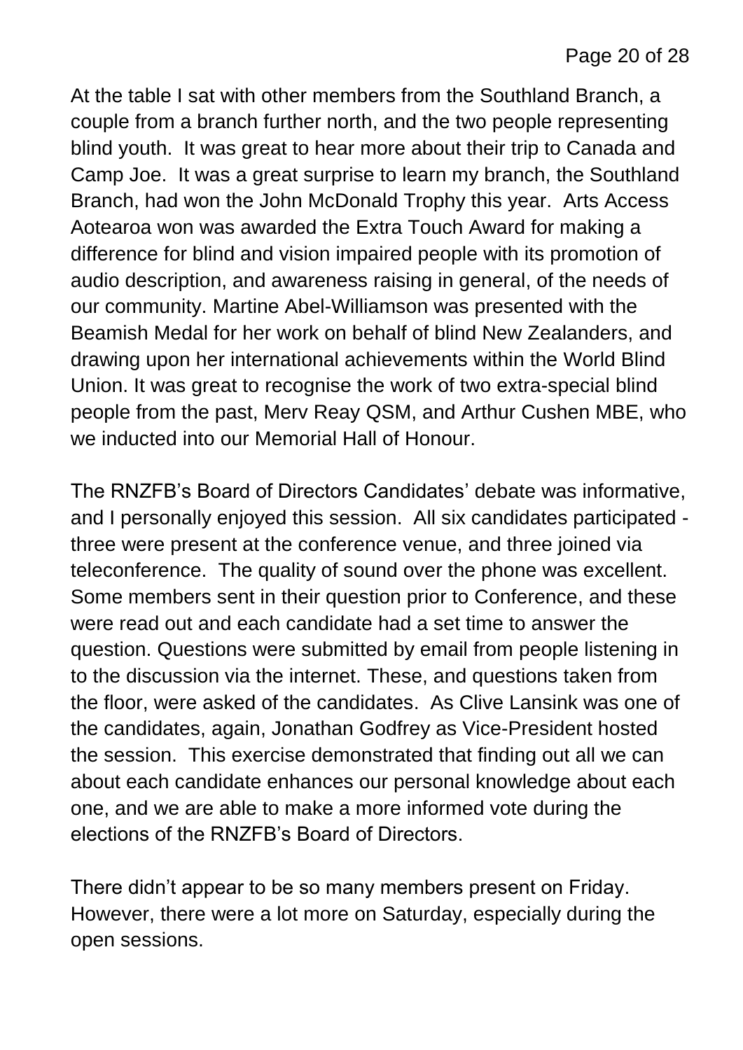At the table I sat with other members from the Southland Branch, a couple from a branch further north, and the two people representing blind youth. It was great to hear more about their trip to Canada and Camp Joe. It was a great surprise to learn my branch, the Southland Branch, had won the John McDonald Trophy this year. Arts Access Aotearoa won was awarded the Extra Touch Award for making a difference for blind and vision impaired people with its promotion of audio description, and awareness raising in general, of the needs of our community. Martine Abel-Williamson was presented with the Beamish Medal for her work on behalf of blind New Zealanders, and drawing upon her international achievements within the World Blind Union. It was great to recognise the work of two extra-special blind people from the past, Merv Reay QSM, and Arthur Cushen MBE, who we inducted into our Memorial Hall of Honour.

The RNZFB's Board of Directors Candidates' debate was informative, and I personally enjoyed this session. All six candidates participated - three were present at the conference venue, and three joined via teleconference. The quality of sound over the phone was excellent. Some members sent in their question prior to Conference, and these were read out and each candidate had a set time to answer the question. Questions were submitted by email from people listening in to the discussion via the internet. These, and questions taken from the floor, were asked of the candidates. As Clive Lansink was one of the candidates, again, Jonathan Godfrey as Vice-President hosted the session. This exercise demonstrated that finding out all we can about each candidate enhances our personal knowledge about each one, and we are able to make a more informed vote during the elections of the RNZFB's Board of Directors.

There didn't appear to be so many members present on Friday. However, there were a lot more on Saturday, especially during the open sessions.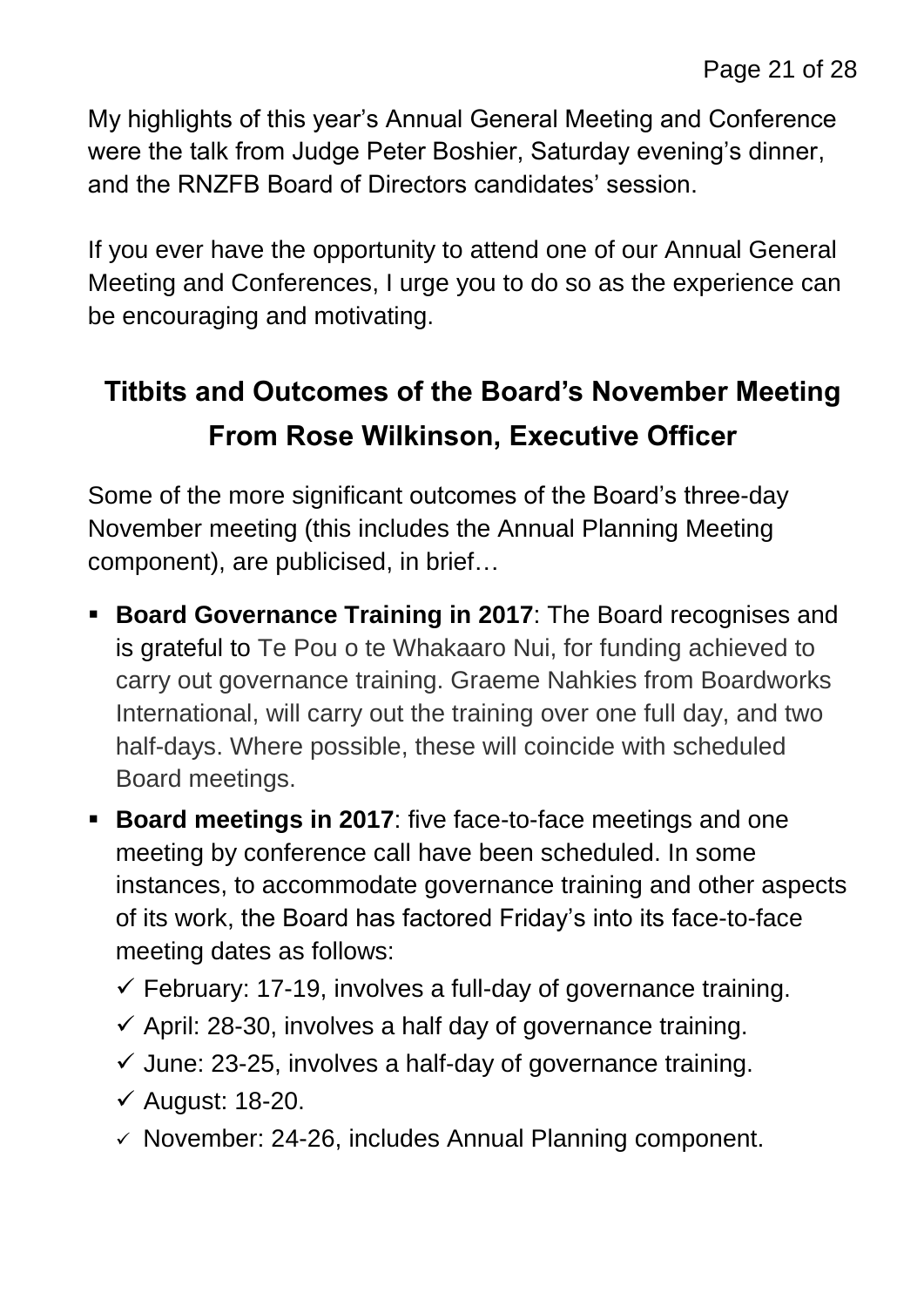My highlights of this year's Annual General Meeting and Conference were the talk from Judge Peter Boshier, Saturday evening's dinner, and the RNZFB Board of Directors candidates' session.

If you ever have the opportunity to attend one of our Annual General Meeting and Conferences, I urge you to do so as the experience can be encouraging and motivating.

## Titbits and Outcomes of the Board's November Meeting From Rose Wilkinson, Executive Officer

Some of the more significant outcomes of the Board's three-day November meeting (this includes the Annual Planning Meeting component), are publicised, in brief…

- **Board Governance Training in 2017**: The Board recognises and is grateful to Te Pou o te Whakaaro Nui, for funding achieved to carry out governance training. Graeme Nahkies from Boardworks International, will carry out the training over one full day, and two half-days. Where possible, these will coincide with scheduled Board meetings.
- **Board meetings in 2017**: five face-to-face meetings and one meeting by conference call have been scheduled. In some instances, to accommodate governance training and other aspects of its work, the Board has factored Friday's into its face-to-face meeting dates as follows:
  - ✓ February: 17-19, involves a full-day of governance training.
  - ✓ April: 28-30, involves a half day of governance training.
  - ✓ June: 23-25, involves a half-day of governance training.
  - ✓ August: 18-20.
  - ✓ November: 24-26, includes Annual Planning component.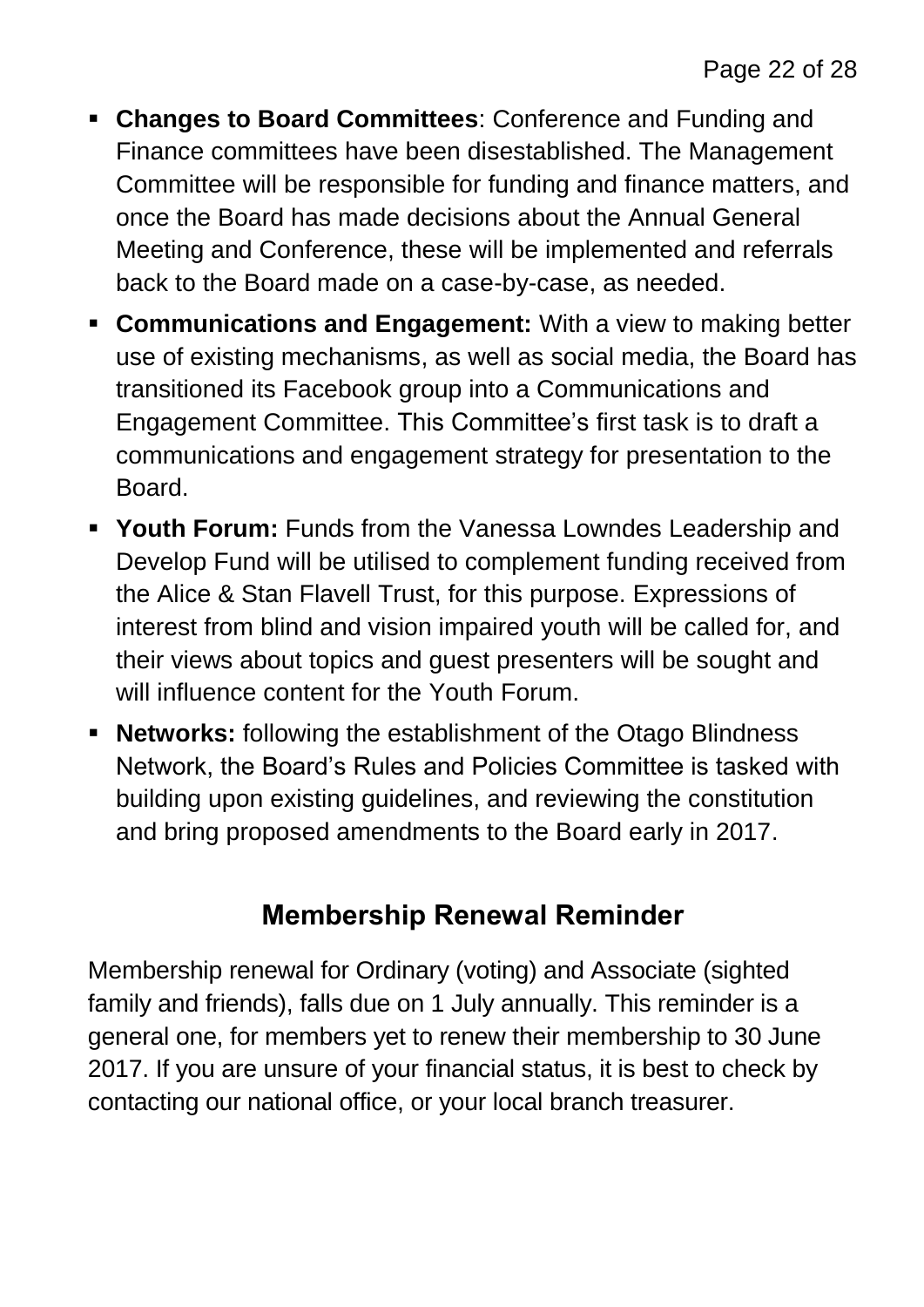- **Changes to Board Committees**: Conference and Funding and Finance committees have been disestablished. The Management Committee will be responsible for funding and finance matters, and once the Board has made decisions about the Annual General Meeting and Conference, these will be implemented and referrals back to the Board made on a case-by-case, as needed.
- **Communications and Engagement:** With a view to making better use of existing mechanisms, as well as social media, the Board has transitioned its Facebook group into a Communications and Engagement Committee. This Committee's first task is to draft a communications and engagement strategy for presentation to the Board.
- **Youth Forum:** Funds from the Vanessa Lowndes Leadership and Develop Fund will be utilised to complement funding received from the Alice & Stan Flavell Trust, for this purpose. Expressions of interest from blind and vision impaired youth will be called for, and their views about topics and guest presenters will be sought and will influence content for the Youth Forum.
- **Networks:** following the establishment of the Otago Blindness Network, the Board's Rules and Policies Committee is tasked with building upon existing guidelines, and reviewing the constitution and bring proposed amendments to the Board early in 2017.

## Membership Renewal Reminder

Membership renewal for Ordinary (voting) and Associate (sighted family and friends), falls due on 1 July annually. This reminder is a general one, for members yet to renew their membership to 30 June 2017. If you are unsure of your financial status, it is best to check by contacting our national office, or your local branch treasurer.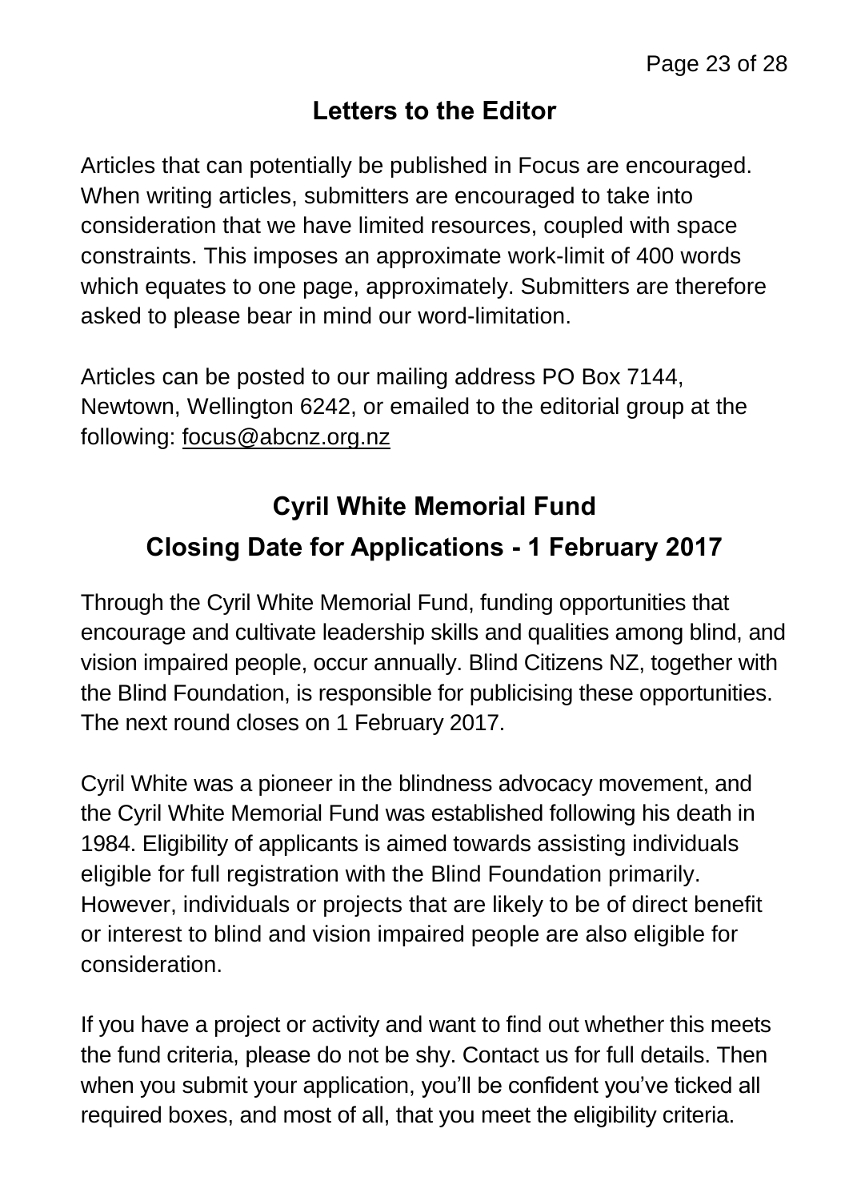## Letters to the Editor

Articles that can potentially be published in Focus are encouraged. When writing articles, submitters are encouraged to take into consideration that we have limited resources, coupled with space constraints. This imposes an approximate work-limit of 400 words which equates to one page, approximately. Submitters are therefore asked to please bear in mind our word-limitation.

Articles can be posted to our mailing address PO Box 7144, Newtown, Wellington 6242, or emailed to the editorial group at the following: focus@abcnz.org.nz

## Cyril White Memorial Fund

## Closing Date for Applications - 1 February 2017

Through the Cyril White Memorial Fund, funding opportunities that encourage and cultivate leadership skills and qualities among blind, and vision impaired people, occur annually. Blind Citizens NZ, together with the Blind Foundation, is responsible for publicising these opportunities. The next round closes on 1 February 2017.

Cyril White was a pioneer in the blindness advocacy movement, and the Cyril White Memorial Fund was established following his death in 1984. Eligibility of applicants is aimed towards assisting individuals eligible for full registration with the Blind Foundation primarily. However, individuals or projects that are likely to be of direct benefit or interest to blind and vision impaired people are also eligible for consideration.

If you have a project or activity and want to find out whether this meets the fund criteria, please do not be shy. Contact us for full details. Then when you submit your application, you'll be confident you've ticked all required boxes, and most of all, that you meet the eligibility criteria.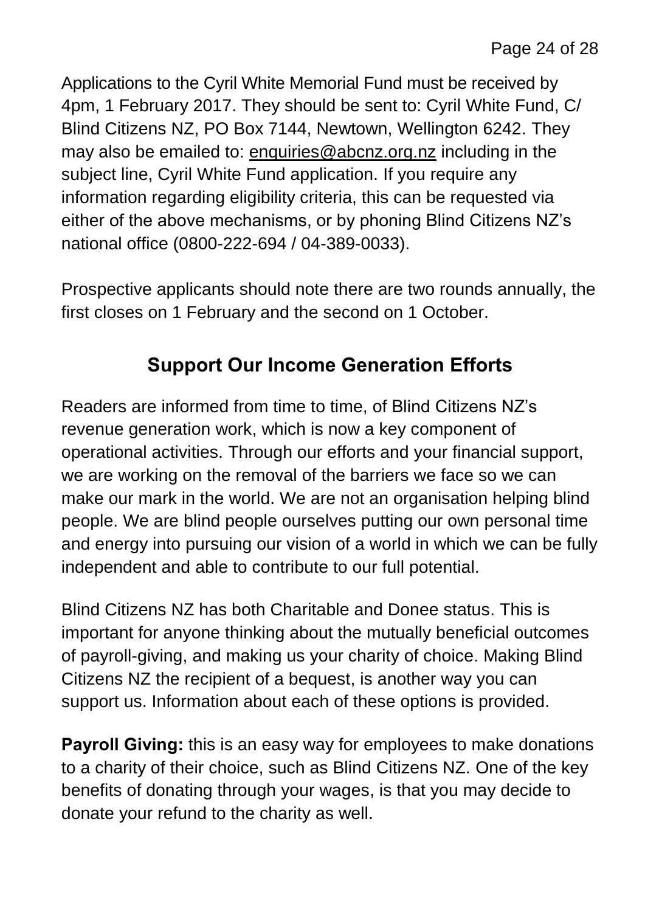Applications to the Cyril White Memorial Fund must be received by 4pm, 1 February 2017. They should be sent to: Cyril White Fund, C/ Blind Citizens NZ, PO Box 7144, Newtown, Wellington 6242. They may also be emailed to: enquiries@abcnz.org.nz including in the subject line, Cyril White Fund application. If you require any information regarding eligibility criteria, this can be requested via either of the above mechanisms, or by phoning Blind Citizens NZ's national office (0800-222-694 / 04-389-0033).

Prospective applicants should note there are two rounds annually, the first closes on 1 February and the second on 1 October.

## Support Our Income Generation Efforts

Readers are informed from time to time, of Blind Citizens NZ's revenue generation work, which is now a key component of operational activities. Through our efforts and your financial support, we are working on the removal of the barriers we face so we can make our mark in the world. We are not an organisation helping blind people. We are blind people ourselves putting our own personal time and energy into pursuing our vision of a world in which we can be fully independent and able to contribute to our full potential.

Blind Citizens NZ has both Charitable and Donee status. This is important for anyone thinking about the mutually beneficial outcomes of payroll-giving, and making us your charity of choice. Making Blind Citizens NZ the recipient of a bequest, is another way you can support us. Information about each of these options is provided.

**Payroll Giving:** this is an easy way for employees to make donations to a charity of their choice, such as Blind Citizens NZ. One of the key benefits of donating through your wages, is that you may decide to donate your refund to the charity as well.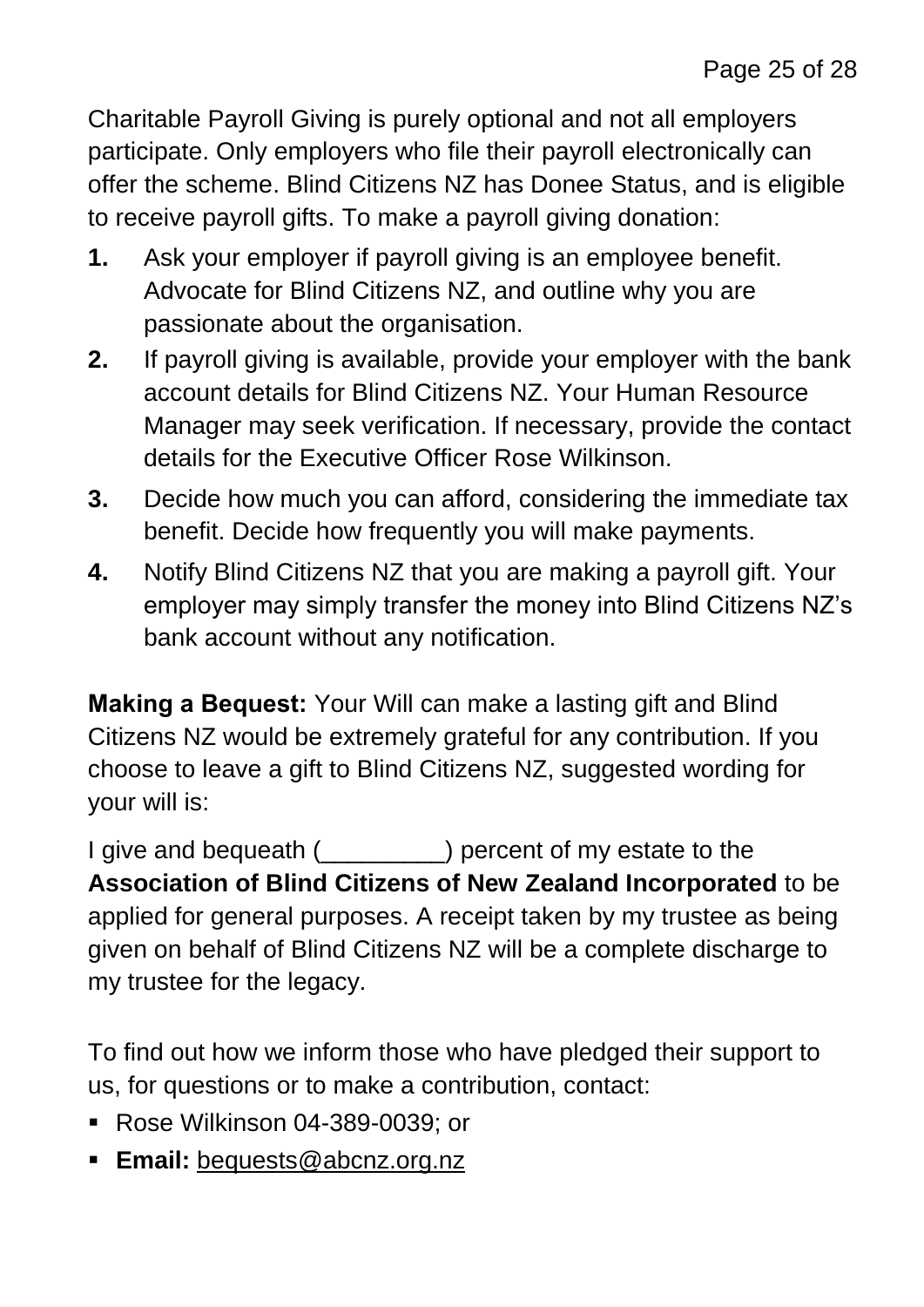Charitable Payroll Giving is purely optional and not all employers participate. Only employers who file their payroll electronically can offer the scheme. Blind Citizens NZ has Donee Status, and is eligible to receive payroll gifts. To make a payroll giving donation:

1. Ask your employer if payroll giving is an employee benefit. Advocate for Blind Citizens NZ, and outline why you are passionate about the organisation.
2. If payroll giving is available, provide your employer with the bank account details for Blind Citizens NZ. Your Human Resource Manager may seek verification. If necessary, provide the contact details for the Executive Officer Rose Wilkinson.
3. Decide how much you can afford, considering the immediate tax benefit. Decide how frequently you will make payments.
4. Notify Blind Citizens NZ that you are making a payroll gift. Your employer may simply transfer the money into Blind Citizens NZ's bank account without any notification.

**Making a Bequest:** Your Will can make a lasting gift and Blind Citizens NZ would be extremely grateful for any contribution. If you choose to leave a gift to Blind Citizens NZ, suggested wording for your will is:

I give and bequeath (_________) percent of my estate to the **Association of Blind Citizens of New Zealand Incorporated** to be applied for general purposes. A receipt taken by my trustee as being given on behalf of Blind Citizens NZ will be a complete discharge to my trustee for the legacy.

To find out how we inform those who have pledged their support to us, for questions or to make a contribution, contact:

- Rose Wilkinson 04-389-0039; or
- **Email:** bequests@abcnz.org.nz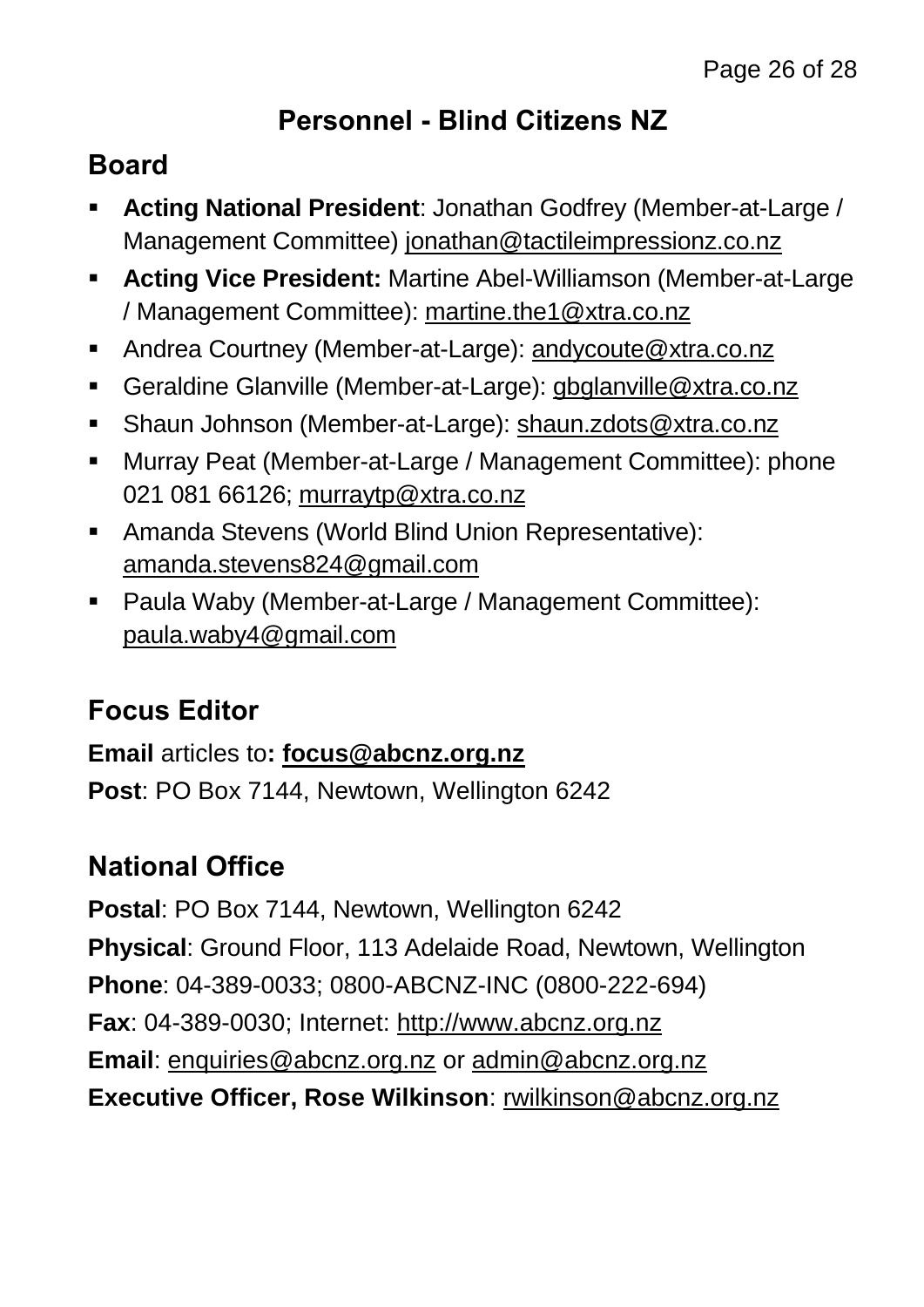# Personnel - Blind Citizens NZ

## Board

- **Acting National President**: Jonathan Godfrey (Member-at-Large / Management Committee) jonathan@tactileimpressionz.co.nz
- **Acting Vice President:** Martine Abel-Williamson (Member-at-Large / Management Committee): martine.the1@xtra.co.nz
- Andrea Courtney (Member-at-Large): andycoute@xtra.co.nz
- Geraldine Glanville (Member-at-Large): gbglanville@xtra.co.nz
- Shaun Johnson (Member-at-Large): shaun.zdots@xtra.co.nz
- Murray Peat (Member-at-Large / Management Committee): phone 021 081 66126; murraytp@xtra.co.nz
- Amanda Stevens (World Blind Union Representative): amanda.stevens824@gmail.com
- Paula Waby (Member-at-Large / Management Committee): paula.waby4@gmail.com

## Focus Editor

**Email** articles to**: focus@abcnz.org.nz**

**Post**: PO Box 7144, Newtown, Wellington 6242

## National Office

**Postal**: PO Box 7144, Newtown, Wellington 6242

**Physical**: Ground Floor, 113 Adelaide Road, Newtown, Wellington

**Phone**: 04-389-0033; 0800-ABCNZ-INC (0800-222-694)

**Fax**: 04-389-0030; Internet: http://www.abcnz.org.nz

**Email**: enquiries@abcnz.org.nz or admin@abcnz.org.nz

**Executive Officer, Rose Wilkinson**: rwilkinson@abcnz.org.nz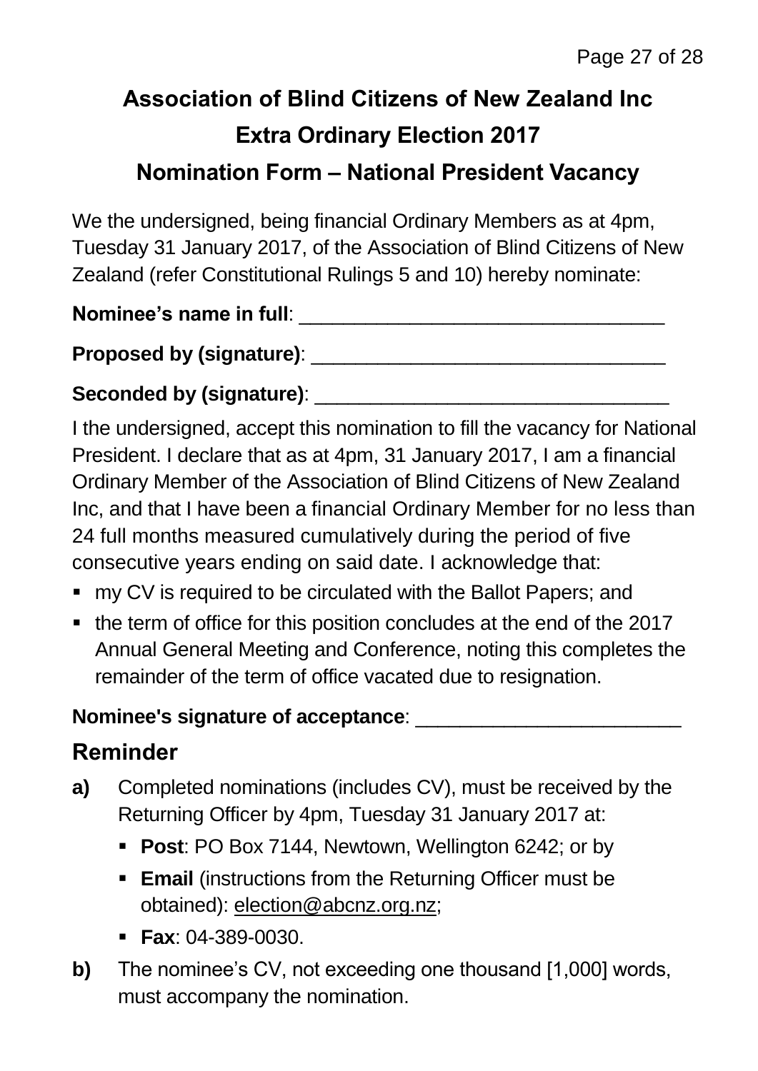# Association of Blind Citizens of New Zealand Inc

## Extra Ordinary Election 2017

## Nomination Form – National President Vacancy

We the undersigned, being financial Ordinary Members as at 4pm, Tuesday 31 January 2017, of the Association of Blind Citizens of New Zealand (refer Constitutional Rulings 5 and 10) hereby nominate:

**Nominee's name in full**: ________________________________

**Proposed by (signature)**: ________________________________

**Seconded by (signature)**: ________________________________

I the undersigned, accept this nomination to fill the vacancy for National President. I declare that as at 4pm, 31 January 2017, I am a financial Ordinary Member of the Association of Blind Citizens of New Zealand Inc, and that I have been a financial Ordinary Member for no less than 24 full months measured cumulatively during the period of five consecutive years ending on said date. I acknowledge that:

- my CV is required to be circulated with the Ballot Papers; and
- the term of office for this position concludes at the end of the 2017 Annual General Meeting and Conference, noting this completes the remainder of the term of office vacated due to resignation.

**Nominee's signature of acceptance**: ________________________

## Reminder

**a)** Completed nominations (includes CV), must be received by the Returning Officer by 4pm, Tuesday 31 January 2017 at:

- **Post**: PO Box 7144, Newtown, Wellington 6242; or by
- **Email** (instructions from the Returning Officer must be obtained): election@abcnz.org.nz;
- **Fax**: 04-389-0030.

**b)** The nominee's CV, not exceeding one thousand [1,000] words, must accompany the nomination.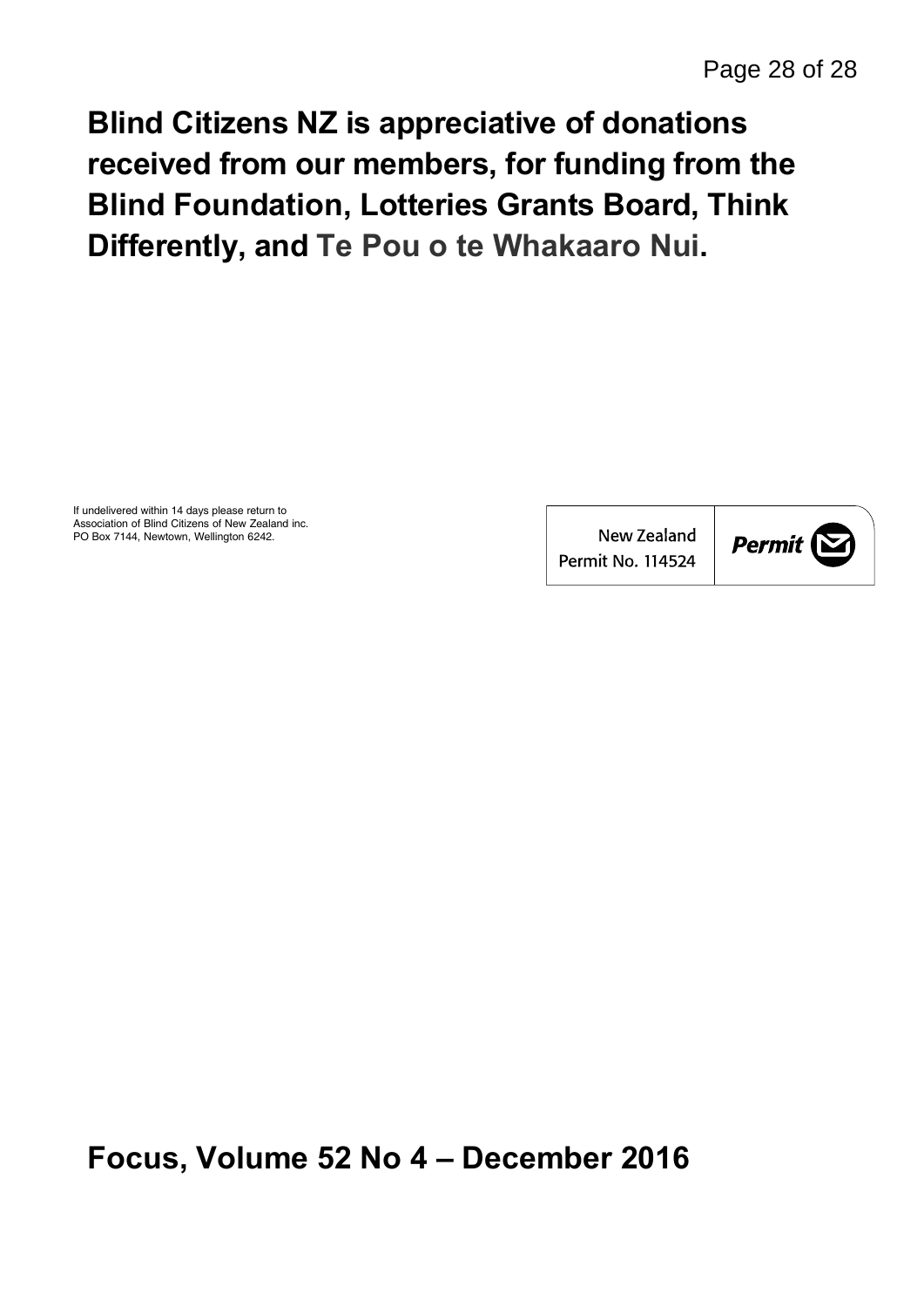**Blind Citizens NZ is appreciative of donations received from our members, for funding from the Blind Foundation, Lotteries Grants Board, Think Differently, and Te Pou o te Whakaaro Nui.**

If undelivered within 14 days please return to
Association of Blind Citizens of New Zealand inc.
PO Box 7144, Newtown, Wellington 6242.

New Zealand
Permit No. 114524

Permit

**Focus, Volume 52 No 4 – December 2016**